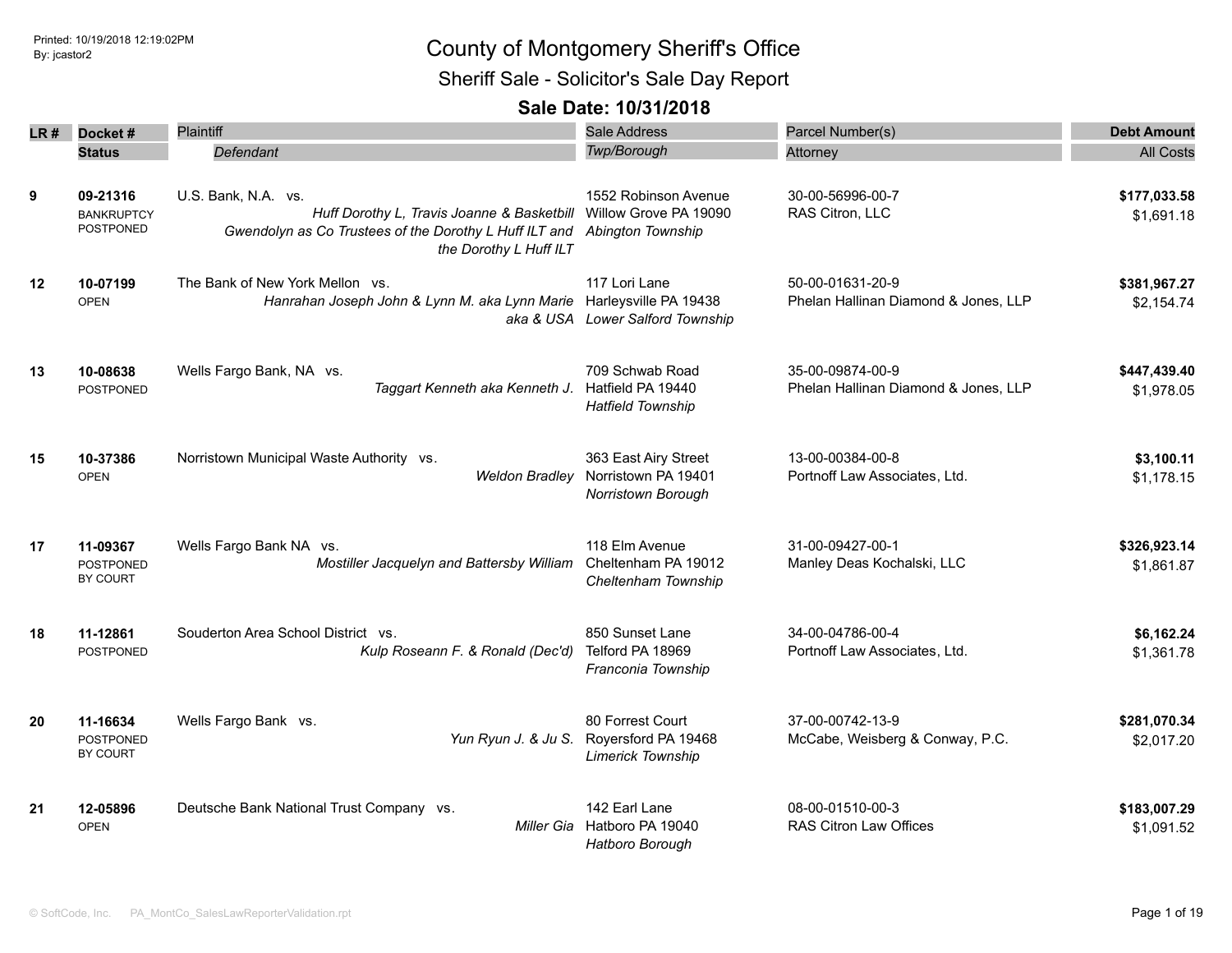Printed: 10/19/2018 12:19:02PM
By: jcastor2

# County of Montgomery Sheriff's Office

## Sheriff Sale - Solicitor's Sale Day Report

### Sale Date: 10/31/2018

| LR # | Docket # / Status | Plaintiff / *Defendant* | Sale Address / *Twp/Borough* | Parcel Number(s) / Attorney | Debt Amount / All Costs |
|---|---|---|---|---|---|
| 9 | **09-21316** BANKRUPTCY POSTPONED | U.S. Bank, N.A. vs. *Huff Dorothy L, Travis Joanne & Basketbill Gwendolyn as Co Trustees of the Dorothy L Huff ILT and the Dorothy L Huff ILT* | 1552 Robinson Avenue Willow Grove PA 19090 *Abington Township* | 30-00-56996-00-7 RAS Citron, LLC | **$177,033.58** $1,691.18 |
| 12 | **10-07199** OPEN | The Bank of New York Mellon vs. *Hanrahan Joseph John & Lynn M. aka Lynn Marie aka & USA* | 117 Lori Lane Harleysville PA 19438 *Lower Salford Township* | 50-00-01631-20-9 Phelan Hallinan Diamond & Jones, LLP | **$381,967.27** $2,154.74 |
| 13 | **10-08638** POSTPONED | Wells Fargo Bank, NA vs. *Taggart Kenneth aka Kenneth J.* | 709 Schwab Road Hatfield PA 19440 *Hatfield Township* | 35-00-09874-00-9 Phelan Hallinan Diamond & Jones, LLP | **$447,439.40** $1,978.05 |
| 15 | **10-37386** OPEN | Norristown Municipal Waste Authority vs. *Weldon Bradley* | 363 East Airy Street Norristown PA 19401 *Norristown Borough* | 13-00-00384-00-8 Portnoff Law Associates, Ltd. | **$3,100.11** $1,178.15 |
| 17 | **11-09367** POSTPONED BY COURT | Wells Fargo Bank NA vs. *Mostiller Jacquelyn and Battersby William* | 118 Elm Avenue Cheltenham PA 19012 *Cheltenham Township* | 31-00-09427-00-1 Manley Deas Kochalski, LLC | **$326,923.14** $1,861.87 |
| 18 | **11-12861** POSTPONED | Souderton Area School District vs. *Kulp Roseann F. & Ronald (Dec'd)* | 850 Sunset Lane Telford PA 18969 *Franconia Township* | 34-00-04786-00-4 Portnoff Law Associates, Ltd. | **$6,162.24** $1,361.78 |
| 20 | **11-16634** POSTPONED BY COURT | Wells Fargo Bank vs. *Yun Ryun J. & Ju S.* | 80 Forrest Court Royersford PA 19468 *Limerick Township* | 37-00-00742-13-9 McCabe, Weisberg & Conway, P.C. | **$281,070.34** $2,017.20 |
| 21 | **12-05896** OPEN | Deutsche Bank National Trust Company vs. *Miller Gia* | 142 Earl Lane Hatboro PA 19040 *Hatboro Borough* | 08-00-01510-00-3 RAS Citron Law Offices | **$183,007.29** $1,091.52 |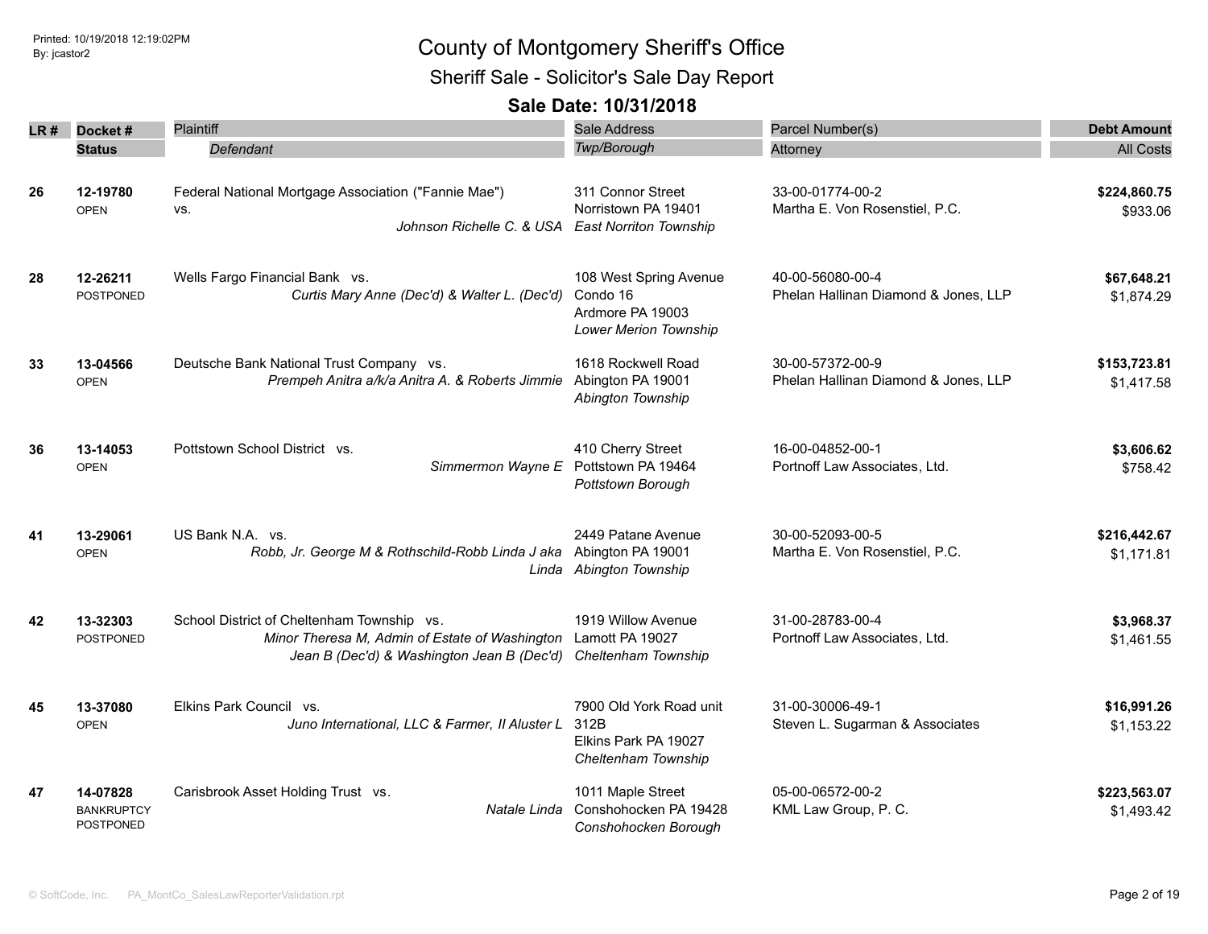# County of Montgomery Sheriff's Office

## Sheriff Sale - Solicitor's Sale Day Report

### Sale Date: 10/31/2018

| LR # | Docket # / Status | Plaintiff / *Defendant* | Sale Address / *Twp/Borough* | Parcel Number(s) / Attorney | Debt Amount / All Costs |
|---|---|---|---|---|---|
| 26 | **12-19780** OPEN | Federal National Mortgage Association ("Fannie Mae") vs. *Johnson Richelle C. & USA* | 311 Connor Street Norristown PA 19401 *East Norriton Township* | 33-00-01774-00-2 Martha E. Von Rosenstiel, P.C. | **$224,860.75** $933.06 |
| 28 | **12-26211** POSTPONED | Wells Fargo Financial Bank vs. *Curtis Mary Anne (Dec'd) & Walter L. (Dec'd)* | 108 West Spring Avenue Condo 16 Ardmore PA 19003 *Lower Merion Township* | 40-00-56080-00-4 Phelan Hallinan Diamond & Jones, LLP | **$67,648.21** $1,874.29 |
| 33 | **13-04566** OPEN | Deutsche Bank National Trust Company vs. *Prempeh Anitra a/k/a Anitra A. & Roberts Jimmie* | 1618 Rockwell Road Abington PA 19001 *Abington Township* | 30-00-57372-00-9 Phelan Hallinan Diamond & Jones, LLP | **$153,723.81** $1,417.58 |
| 36 | **13-14053** OPEN | Pottstown School District vs. *Simmermon Wayne E* | 410 Cherry Street Pottstown PA 19464 *Pottstown Borough* | 16-00-04852-00-1 Portnoff Law Associates, Ltd. | **$3,606.62** $758.42 |
| 41 | **13-29061** OPEN | US Bank N.A. vs. *Robb, Jr. George M & Rothschild-Robb Linda J aka Linda* | 2449 Patane Avenue Abington PA 19001 *Abington Township* | 30-00-52093-00-5 Martha E. Von Rosenstiel, P.C. | **$216,442.67** $1,171.81 |
| 42 | **13-32303** POSTPONED | School District of Cheltenham Township vs. *Minor Theresa M, Admin of Estate of Washington Jean B (Dec'd) & Washington Jean B (Dec'd)* | 1919 Willow Avenue Lamott PA 19027 *Cheltenham Township* | 31-00-28783-00-4 Portnoff Law Associates, Ltd. | **$3,968.37** $1,461.55 |
| 45 | **13-37080** OPEN | Elkins Park Council vs. *Juno International, LLC & Farmer, II Aluster L* | 7900 Old York Road unit 312B Elkins Park PA 19027 *Cheltenham Township* | 31-00-30006-49-1 Steven L. Sugarman & Associates | **$16,991.26** $1,153.22 |
| 47 | **14-07828** BANKRUPTCY POSTPONED | Carisbrook Asset Holding Trust vs. *Natale Linda* | 1011 Maple Street Conshohocken PA 19428 *Conshohocken Borough* | 05-00-06572-00-2 KML Law Group, P. C. | **$223,563.07** $1,493.42 |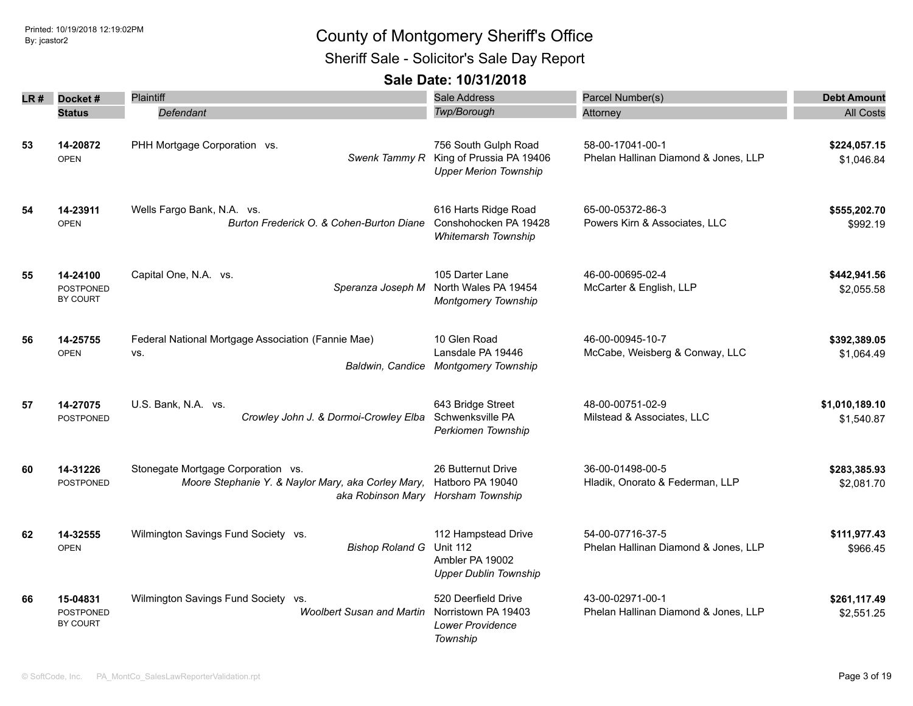# County of Montgomery Sheriff's Office

## Sheriff Sale - Solicitor's Sale Day Report

### Sale Date: 10/31/2018

Printed: 10/19/2018 12:19:02PM
By: jcastor2

| LR # | Docket # / Status | Plaintiff / *Defendant* | Sale Address / *Twp/Borough* | Parcel Number(s) / Attorney | Debt Amount / All Costs |
|---|---|---|---|---|---|
| 53 | 14-20872 OPEN | PHH Mortgage Corporation vs. *Swenk Tammy R* | 756 South Gulph Road King of Prussia PA 19406 *Upper Merion Township* | 58-00-17041-00-1 Phelan Hallinan Diamond & Jones, LLP | **$224,057.15** $1,046.84 |
| 54 | 14-23911 OPEN | Wells Fargo Bank, N.A. vs. *Burton Frederick O. & Cohen-Burton Diane* | 616 Harts Ridge Road Conshohocken PA 19428 *Whitemarsh Township* | 65-00-05372-86-3 Powers Kirn & Associates, LLC | **$555,202.70** $992.19 |
| 55 | 14-24100 POSTPONED BY COURT | Capital One, N.A. vs. *Speranza Joseph M* | 105 Darter Lane North Wales PA 19454 *Montgomery Township* | 46-00-00695-02-4 McCarter & English, LLP | **$442,941.56** $2,055.58 |
| 56 | 14-25755 OPEN | Federal National Mortgage Association (Fannie Mae) vs. *Baldwin, Candice* | 10 Glen Road Lansdale PA 19446 *Montgomery Township* | 46-00-00945-10-7 McCabe, Weisberg & Conway, LLC | **$392,389.05** $1,064.49 |
| 57 | 14-27075 POSTPONED | U.S. Bank, N.A. vs. *Crowley John J. & Dormoi-Crowley Elba* | 643 Bridge Street Schwenksville PA *Perkiomen Township* | 48-00-00751-02-9 Milstead & Associates, LLC | **$1,010,189.10** $1,540.87 |
| 60 | 14-31226 POSTPONED | Stonegate Mortgage Corporation vs. *Moore Stephanie Y. & Naylor Mary, aka Corley Mary, aka Robinson Mary* | 26 Butternut Drive Hatboro PA 19040 *Horsham Township* | 36-00-01498-00-5 Hladik, Onorato & Federman, LLP | **$283,385.93** $2,081.70 |
| 62 | 14-32555 OPEN | Wilmington Savings Fund Society vs. *Bishop Roland G* | 112 Hampstead Drive Unit 112 Ambler PA 19002 *Upper Dublin Township* | 54-00-07716-37-5 Phelan Hallinan Diamond & Jones, LLP | **$111,977.43** $966.45 |
| 66 | 15-04831 POSTPONED BY COURT | Wilmington Savings Fund Society vs. *Woolbert Susan and Martin* | 520 Deerfield Drive Norristown PA 19403 *Lower Providence Township* | 43-00-02971-00-1 Phelan Hallinan Diamond & Jones, LLP | **$261,117.49** $2,551.25 |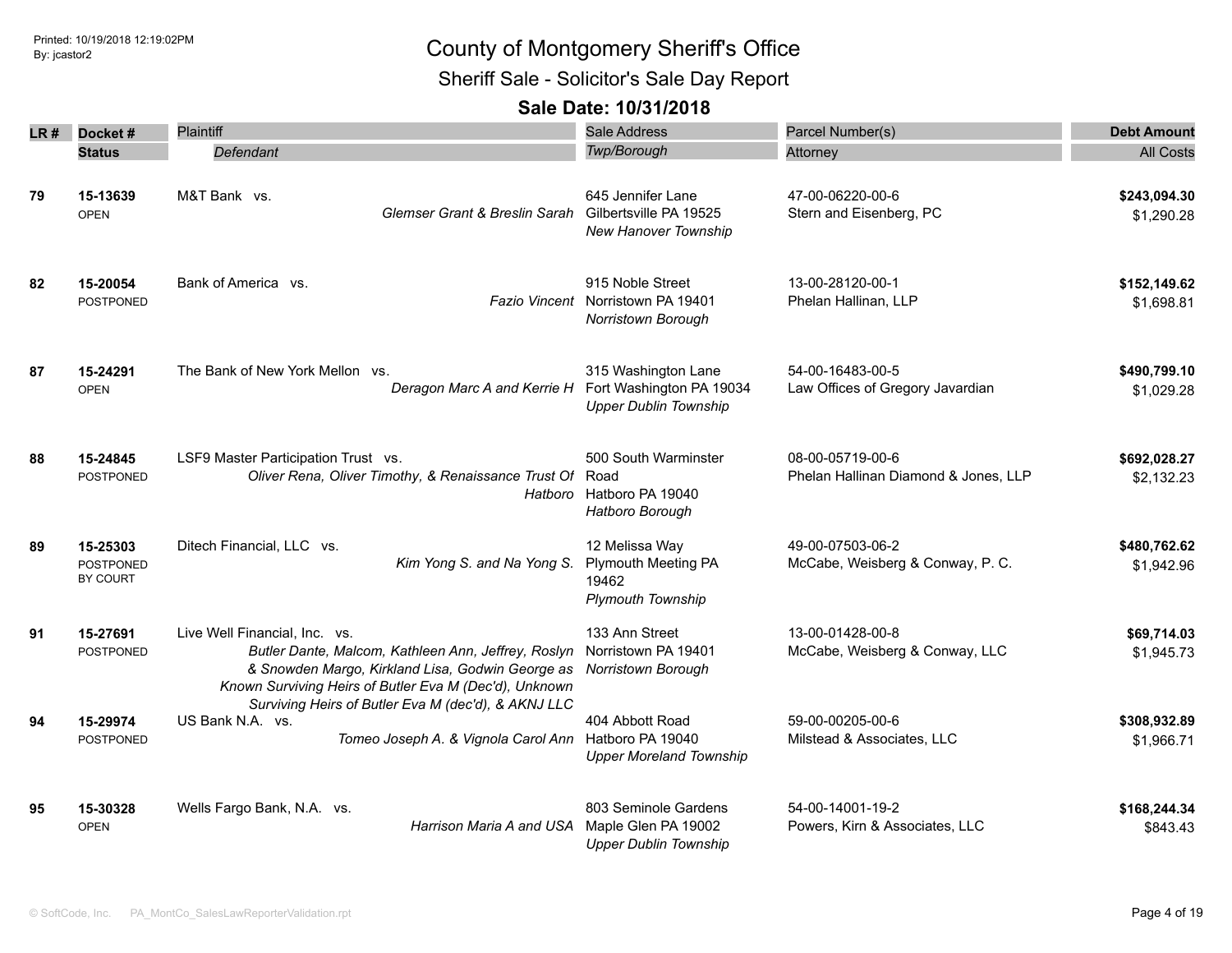# County of Montgomery Sheriff's Office

## Sheriff Sale - Solicitor's Sale Day Report

### Sale Date: 10/31/2018

| LR # | Docket # / Status | Plaintiff / *Defendant* | Sale Address / *Twp/Borough* | Parcel Number(s) / Attorney | Debt Amount / All Costs |
|---|---|---|---|---|---|
| 79 | **15-13639** OPEN | M&T Bank vs. *Glemser Grant & Breslin Sarah* | 645 Jennifer Lane Gilbertsville PA 19525 *New Hanover Township* | 47-00-06220-00-6 Stern and Eisenberg, PC | **$243,094.30** $1,290.28 |
| 82 | **15-20054** POSTPONED | Bank of America vs. *Fazio Vincent* | 915 Noble Street Norristown PA 19401 *Norristown Borough* | 13-00-28120-00-1 Phelan Hallinan, LLP | **$152,149.62** $1,698.81 |
| 87 | **15-24291** OPEN | The Bank of New York Mellon vs. *Deragon Marc A and Kerrie H* | 315 Washington Lane Fort Washington PA 19034 *Upper Dublin Township* | 54-00-16483-00-5 Law Offices of Gregory Javardian | **$490,799.10** $1,029.28 |
| 88 | **15-24845** POSTPONED | LSF9 Master Participation Trust vs. *Oliver Rena, Oliver Timothy, & Renaissance Trust Of Hatboro* | 500 South Warminster Road Hatboro PA 19040 *Hatboro Borough* | 08-00-05719-00-6 Phelan Hallinan Diamond & Jones, LLP | **$692,028.27** $2,132.23 |
| 89 | **15-25303** POSTPONED BY COURT | Ditech Financial, LLC vs. *Kim Yong S. and Na Yong S.* | 12 Melissa Way Plymouth Meeting PA 19462 *Plymouth Township* | 49-00-07503-06-2 McCabe, Weisberg & Conway, P. C. | **$480,762.62** $1,942.96 |
| 91 | **15-27691** POSTPONED | Live Well Financial, Inc. vs. *Butler Dante, Malcom, Kathleen Ann, Jeffrey, Roslyn & Snowden Margo, Kirkland Lisa, Godwin George as Known Surviving Heirs of Butler Eva M (Dec'd), Unknown Surviving Heirs of Butler Eva M (dec'd), & AKNJ LLC* | 133 Ann Street Norristown PA 19401 *Norristown Borough* | 13-00-01428-00-8 McCabe, Weisberg & Conway, LLC | **$69,714.03** $1,945.73 |
| 94 | **15-29974** POSTPONED | US Bank N.A. vs. *Tomeo Joseph A. & Vignola Carol Ann* | 404 Abbott Road Hatboro PA 19040 *Upper Moreland Township* | 59-00-00205-00-6 Milstead & Associates, LLC | **$308,932.89** $1,966.71 |
| 95 | **15-30328** OPEN | Wells Fargo Bank, N.A. vs. *Harrison Maria A and USA* | 803 Seminole Gardens Maple Glen PA 19002 *Upper Dublin Township* | 54-00-14001-19-2 Powers, Kirn & Associates, LLC | **$168,244.34** $843.43 |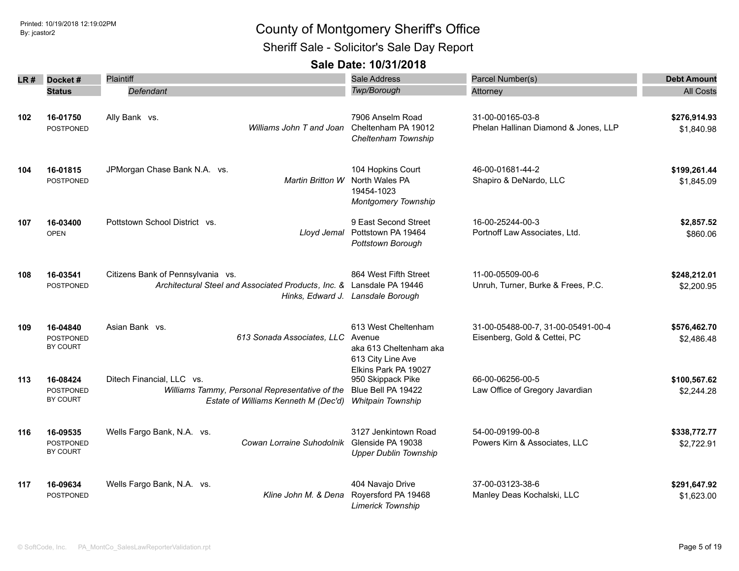# County of Montgomery Sheriff's Office

## Sheriff Sale - Solicitor's Sale Day Report

### Sale Date: 10/31/2018

| LR # | Docket # / Status | Plaintiff / Defendant | Sale Address / Twp/Borough | Parcel Number(s) / Attorney | Debt Amount / All Costs |
|---|---|---|---|---|---|
| 102 | 16-01750 POSTPONED | Ally Bank vs. *Williams John T and Joan* | 7906 Anselm Road Cheltenham PA 19012 *Cheltenham Township* | 31-00-00165-03-8 Phelan Hallinan Diamond & Jones, LLP | **$276,914.93** $1,840.98 |
| 104 | 16-01815 POSTPONED | JPMorgan Chase Bank N.A. vs. *Martin Britton W* | 104 Hopkins Court North Wales PA 19454-1023 *Montgomery Township* | 46-00-01681-44-2 Shapiro & DeNardo, LLC | **$199,261.44** $1,845.09 |
| 107 | 16-03400 OPEN | Pottstown School District vs. *Lloyd Jemal* | 9 East Second Street Pottstown PA 19464 *Pottstown Borough* | 16-00-25244-00-3 Portnoff Law Associates, Ltd. | **$2,857.52** $860.06 |
| 108 | 16-03541 POSTPONED | Citizens Bank of Pennsylvania vs. *Architectural Steel and Associated Products, Inc. & Hinks, Edward J.* | 864 West Fifth Street Lansdale PA 19446 *Lansdale Borough* | 11-00-05509-00-6 Unruh, Turner, Burke & Frees, P.C. | **$248,212.01** $2,200.95 |
| 109 | 16-04840 POSTPONED BY COURT | Asian Bank vs. *613 Sonada Associates, LLC* | 613 West Cheltenham Avenue aka 613 Cheltenham aka 613 City Line Ave Elkins Park PA 19027 | 31-00-05488-00-7, 31-00-05491-00-4 Eisenberg, Gold & Cettei, PC | **$576,462.70** $2,486.48 |
| 113 | 16-08424 POSTPONED BY COURT | Ditech Financial, LLC vs. *Williams Tammy, Personal Representative of the Estate of Williams Kenneth M (Dec'd)* | 950 Skippack Pike Blue Bell PA 19422 *Whitpain Township* | 66-00-06256-00-5 Law Office of Gregory Javardian | **$100,567.62** $2,244.28 |
| 116 | 16-09535 POSTPONED BY COURT | Wells Fargo Bank, N.A. vs. *Cowan Lorraine Suhodolnik* | 3127 Jenkintown Road Glenside PA 19038 *Upper Dublin Township* | 54-00-09199-00-8 Powers Kirn & Associates, LLC | **$338,772.77** $2,722.91 |
| 117 | 16-09634 POSTPONED | Wells Fargo Bank, N.A. vs. *Kline John M. & Dena* | 404 Navajo Drive Royersford PA 19468 *Limerick Township* | 37-00-03123-38-6 Manley Deas Kochalski, LLC | **$291,647.92** $1,623.00 |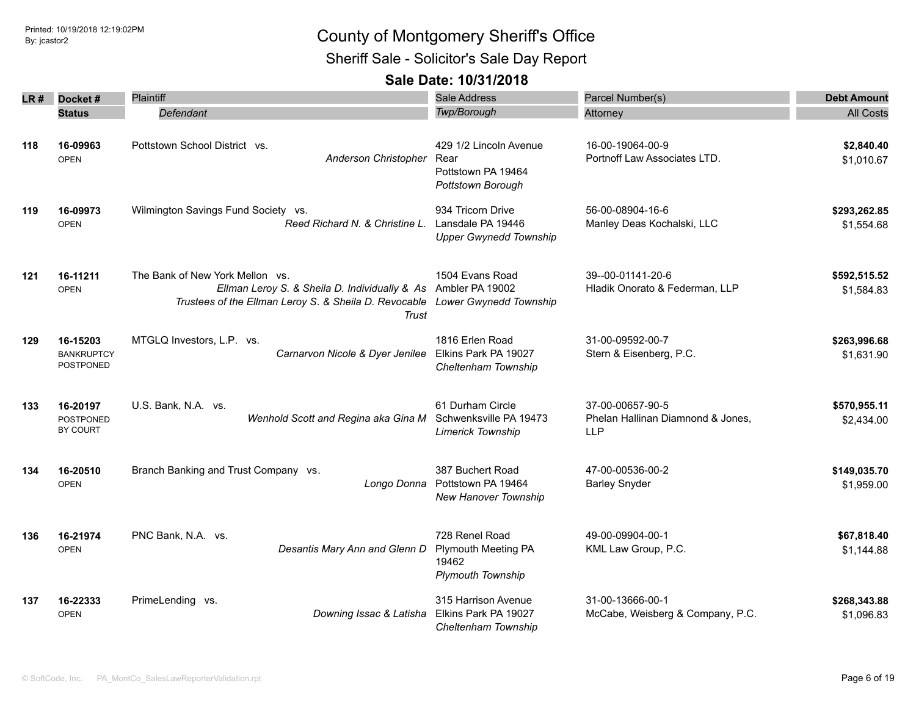# County of Montgomery Sheriff's Office

## Sheriff Sale - Solicitor's Sale Day Report

### Sale Date: 10/31/2018

| LR # | Docket # / Status | Plaintiff / *Defendant* | Sale Address / *Twp/Borough* | Parcel Number(s) / Attorney | Debt Amount / All Costs |
|---|---|---|---|---|---|
| **118** | **16-09963** OPEN | Pottstown School District vs. *Anderson Christopher* | 429 1/2 Lincoln Avenue Rear Pottstown PA 19464 *Pottstown Borough* | 16-00-19064-00-9 Portnoff Law Associates LTD. | **$2,840.40** $1,010.67 |
| **119** | **16-09973** OPEN | Wilmington Savings Fund Society vs. *Reed Richard N. & Christine L.* | 934 Tricorn Drive Lansdale PA 19446 *Upper Gwynedd Township* | 56-00-08904-16-6 Manley Deas Kochalski, LLC | **$293,262.85** $1,554.68 |
| **121** | **16-11211** OPEN | The Bank of New York Mellon vs. *Ellman Leroy S. & Sheila D. Individually & As Trustees of the Ellman Leroy S. & Sheila D. Revocable Trust* | 1504 Evans Road Ambler PA 19002 *Lower Gwynedd Township* | 39--00-01141-20-6 Hladik Onorato & Federman, LLP | **$592,515.52** $1,584.83 |
| **129** | **16-15203** BANKRUPTCY POSTPONED | MTGLQ Investors, L.P. vs. *Carnarvon Nicole & Dyer Jenilee* | 1816 Erlen Road Elkins Park PA 19027 *Cheltenham Township* | 31-00-09592-00-7 Stern & Eisenberg, P.C. | **$263,996.68** $1,631.90 |
| **133** | **16-20197** POSTPONED BY COURT | U.S. Bank, N.A. vs. *Wenhold Scott and Regina aka Gina M* | 61 Durham Circle Schwenksville PA 19473 *Limerick Township* | 37-00-00657-90-5 Phelan Hallinan Diamnond & Jones, LLP | **$570,955.11** $2,434.00 |
| **134** | **16-20510** OPEN | Branch Banking and Trust Company vs. *Longo Donna* | 387 Buchert Road Pottstown PA 19464 *New Hanover Township* | 47-00-00536-00-2 Barley Snyder | **$149,035.70** $1,959.00 |
| **136** | **16-21974** OPEN | PNC Bank, N.A. vs. *Desantis Mary Ann and Glenn D* | 728 Renel Road Plymouth Meeting PA 19462 *Plymouth Township* | 49-00-09904-00-1 KML Law Group, P.C. | **$67,818.40** $1,144.88 |
| **137** | **16-22333** OPEN | PrimeLending vs. *Downing Issac & Latisha* | 315 Harrison Avenue Elkins Park PA 19027 *Cheltenham Township* | 31-00-13666-00-1 McCabe, Weisberg & Company, P.C. | **$268,343.88** $1,096.83 |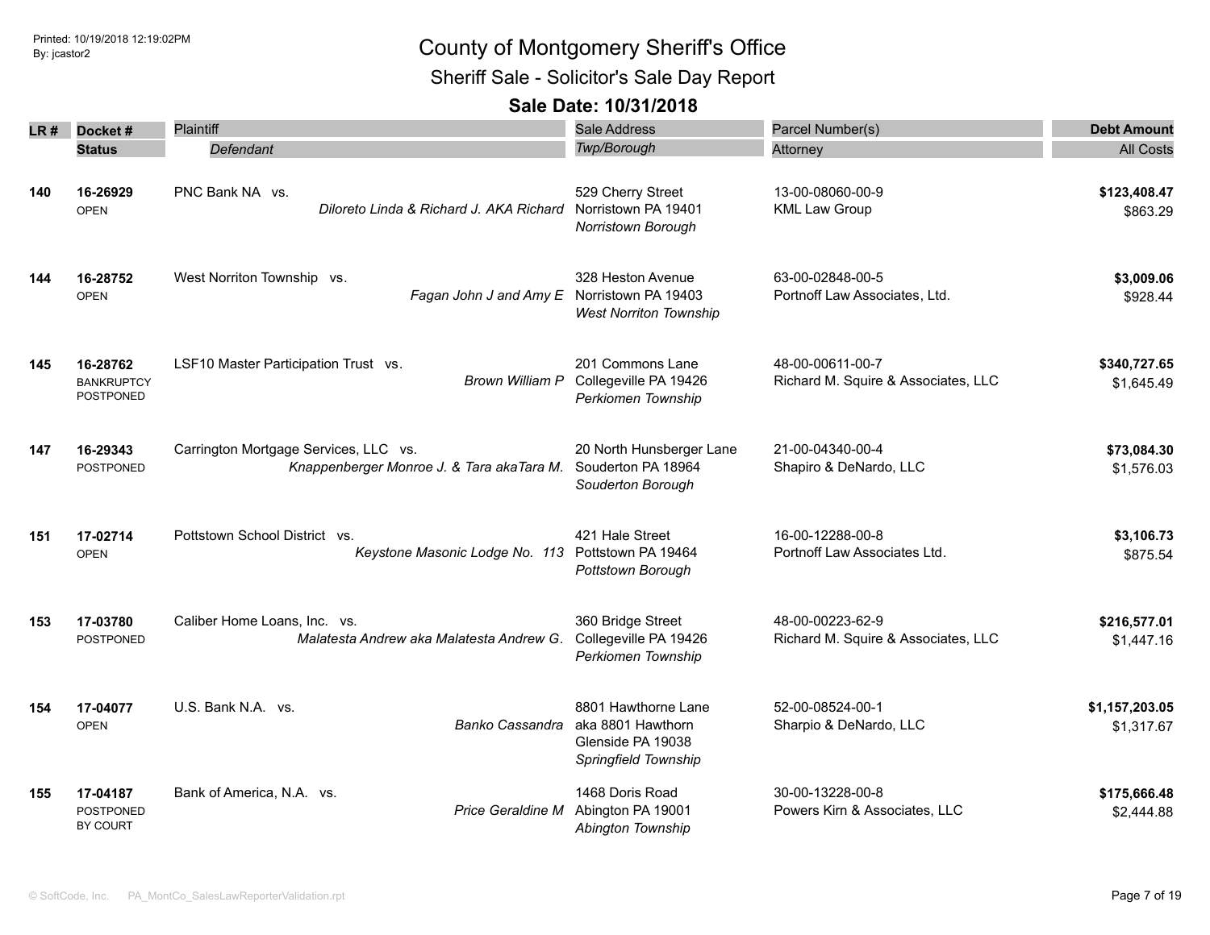# County of Montgomery Sheriff's Office

## Sheriff Sale - Solicitor's Sale Day Report

### Sale Date: 10/31/2018

| LR # | Docket # / Status | Plaintiff / Defendant | Sale Address / Twp/Borough | Parcel Number(s) / Attorney | Debt Amount / All Costs |
|---|---|---|---|---|---|
| 140 | **16-26929** OPEN | PNC Bank NA vs. *Diloreto Linda & Richard J. AKA Richard* | 529 Cherry Street Norristown PA 19401 *Norristown Borough* | 13-00-08060-00-9 KML Law Group | **$123,408.47** $863.29 |
| 144 | **16-28752** OPEN | West Norriton Township vs. *Fagan John J and Amy E* | 328 Heston Avenue Norristown PA 19403 *West Norriton Township* | 63-00-02848-00-5 Portnoff Law Associates, Ltd. | **$3,009.06** $928.44 |
| 145 | **16-28762** BANKRUPTCY POSTPONED | LSF10 Master Participation Trust vs. *Brown William P* | 201 Commons Lane Collegeville PA 19426 *Perkiomen Township* | 48-00-00611-00-7 Richard M. Squire & Associates, LLC | **$340,727.65** $1,645.49 |
| 147 | **16-29343** POSTPONED | Carrington Mortgage Services, LLC vs. *Knappenberger Monroe J. & Tara akaTara M.* | 20 North Hunsberger Lane Souderton PA 18964 *Souderton Borough* | 21-00-04340-00-4 Shapiro & DeNardo, LLC | **$73,084.30** $1,576.03 |
| 151 | **17-02714** OPEN | Pottstown School District vs. *Keystone Masonic Lodge No. 113* | 421 Hale Street Pottstown PA 19464 *Pottstown Borough* | 16-00-12288-00-8 Portnoff Law Associates Ltd. | **$3,106.73** $875.54 |
| 153 | **17-03780** POSTPONED | Caliber Home Loans, Inc. vs. *Malatesta Andrew aka Malatesta Andrew G.* | 360 Bridge Street Collegeville PA 19426 *Perkiomen Township* | 48-00-00223-62-9 Richard M. Squire & Associates, LLC | **$216,577.01** $1,447.16 |
| 154 | **17-04077** OPEN | U.S. Bank N.A. vs. *Banko Cassandra* | 8801 Hawthorne Lane aka 8801 Hawthorn Glenside PA 19038 *Springfield Township* | 52-00-08524-00-1 Sharpio & DeNardo, LLC | **$1,157,203.05** $1,317.67 |
| 155 | **17-04187** POSTPONED BY COURT | Bank of America, N.A. vs. *Price Geraldine M* | 1468 Doris Road Abington PA 19001 *Abington Township* | 30-00-13228-00-8 Powers Kirn & Associates, LLC | **$175,666.48** $2,444.88 |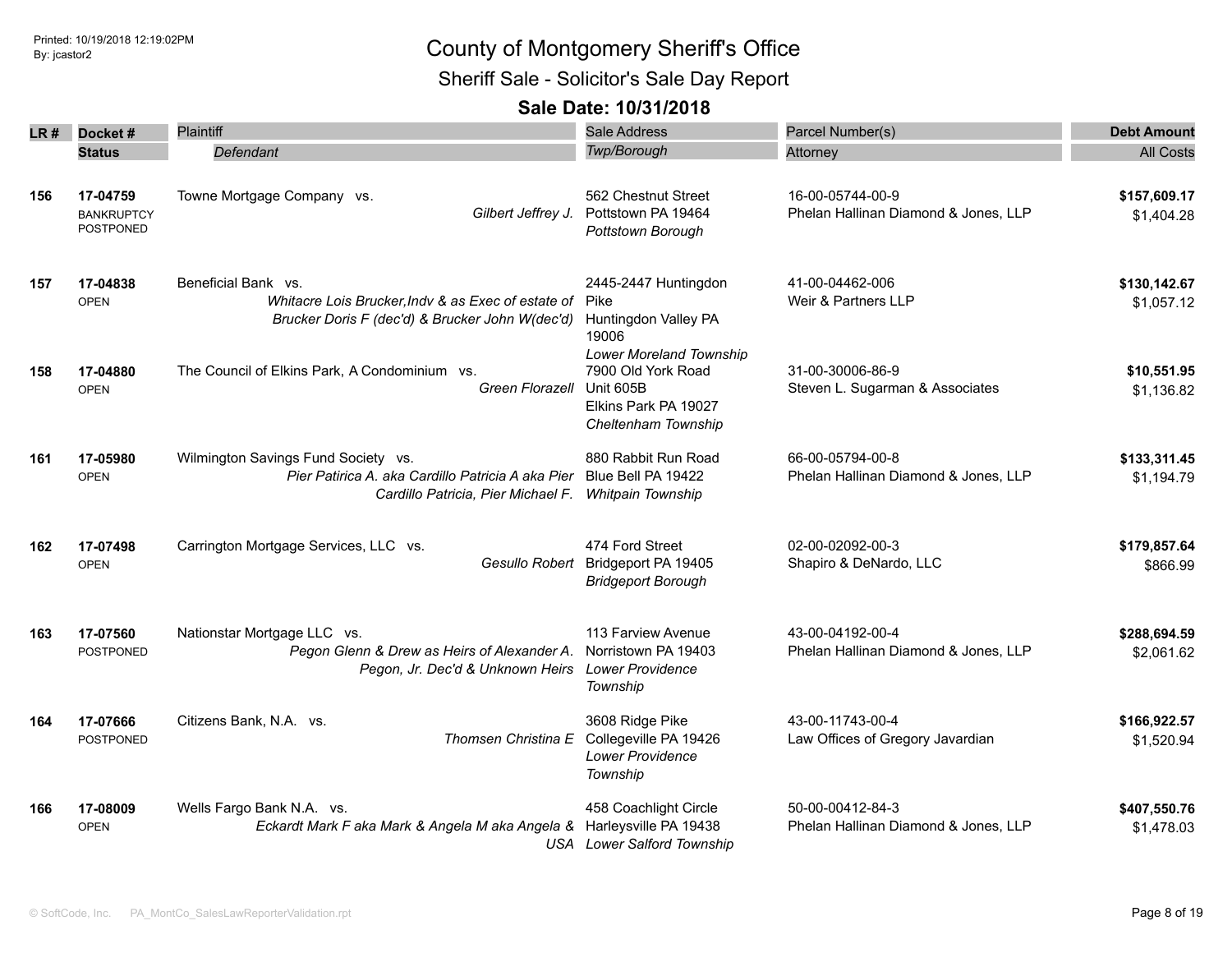# County of Montgomery Sheriff's Office

## Sheriff Sale - Solicitor's Sale Day Report

### Sale Date: 10/31/2018

| LR # | Docket # / Status | Plaintiff / Defendant | Sale Address / Twp/Borough | Parcel Number(s) / Attorney | Debt Amount / All Costs |
|---|---|---|---|---|---|
| 156 | **17-04759** BANKRUPTCY POSTPONED | Towne Mortgage Company vs. *Gilbert Jeffrey J.* | 562 Chestnut Street Pottstown PA 19464 *Pottstown Borough* | 16-00-05744-00-9 Phelan Hallinan Diamond & Jones, LLP | **$157,609.17** $1,404.28 |
| 157 | **17-04838** OPEN | Beneficial Bank vs. *Whitacre Lois Brucker,Indv & as Exec of estate of Brucker Doris F (dec'd) & Brucker John W(dec'd)* | 2445-2447 Huntingdon Pike Huntingdon Valley PA 19006 *Lower Moreland Township* | 41-00-04462-006 Weir & Partners LLP | **$130,142.67** $1,057.12 |
| 158 | **17-04880** OPEN | The Council of Elkins Park, A Condominium vs. *Green Florazell* | 7900 Old York Road Unit 605B Elkins Park PA 19027 *Cheltenham Township* | 31-00-30006-86-9 Steven L. Sugarman & Associates | **$10,551.95** $1,136.82 |
| 161 | **17-05980** OPEN | Wilmington Savings Fund Society vs. *Pier Patirica A. aka Cardillo Patricia A aka Pier Cardillo Patricia, Pier Michael F.* | 880 Rabbit Run Road Blue Bell PA 19422 *Whitpain Township* | 66-00-05794-00-8 Phelan Hallinan Diamond & Jones, LLP | **$133,311.45** $1,194.79 |
| 162 | **17-07498** OPEN | Carrington Mortgage Services, LLC vs. *Gesullo Robert* | 474 Ford Street Bridgeport PA 19405 *Bridgeport Borough* | 02-00-02092-00-3 Shapiro & DeNardo, LLC | **$179,857.64** $866.99 |
| 163 | **17-07560** POSTPONED | Nationstar Mortgage LLC vs. *Pegon Glenn & Drew as Heirs of Alexander A. Pegon, Jr. Dec'd & Unknown Heirs* | 113 Farview Avenue Norristown PA 19403 *Lower Providence Township* | 43-00-04192-00-4 Phelan Hallinan Diamond & Jones, LLP | **$288,694.59** $2,061.62 |
| 164 | **17-07666** POSTPONED | Citizens Bank, N.A. vs. *Thomsen Christina E* | 3608 Ridge Pike Collegeville PA 19426 *Lower Providence Township* | 43-00-11743-00-4 Law Offices of Gregory Javardian | **$166,922.57** $1,520.94 |
| 166 | **17-08009** OPEN | Wells Fargo Bank N.A. vs. *Eckardt Mark F aka Mark & Angela M aka Angela & USA* | 458 Coachlight Circle Harleysville PA 19438 *Lower Salford Township* | 50-00-00412-84-3 Phelan Hallinan Diamond & Jones, LLP | **$407,550.76** $1,478.03 |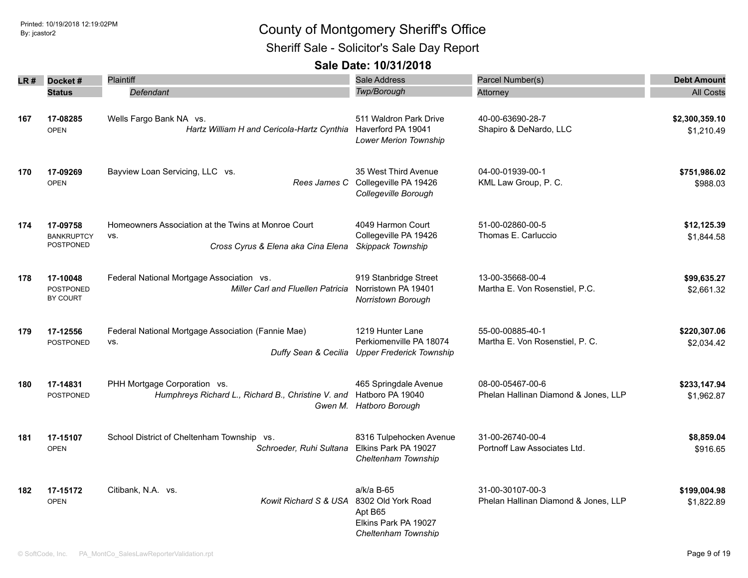# County of Montgomery Sheriff's Office

## Sheriff Sale - Solicitor's Sale Day Report

### Sale Date: 10/31/2018

| LR # | Docket # / Status | Plaintiff / Defendant | Sale Address / Twp/Borough | Parcel Number(s) / Attorney | Debt Amount / All Costs |
|---|---|---|---|---|---|
| 167 | **17-08285** OPEN | Wells Fargo Bank NA vs. *Hartz William H and Cericola-Hartz Cynthia* | 511 Waldron Park Drive Haverford PA 19041 *Lower Merion Township* | 40-00-63690-28-7 Shapiro & DeNardo, LLC | **$2,300,359.10** $1,210.49 |
| 170 | **17-09269** OPEN | Bayview Loan Servicing, LLC vs. *Rees James C* | 35 West Third Avenue Collegeville PA 19426 *Collegeville Borough* | 04-00-01939-00-1 KML Law Group, P. C. | **$751,986.02** $988.03 |
| 174 | **17-09758** BANKRUPTCY POSTPONED | Homeowners Association at the Twins at Monroe Court vs. *Cross Cyrus & Elena aka Cina Elena* | 4049 Harmon Court Collegeville PA 19426 *Skippack Township* | 51-00-02860-00-5 Thomas E. Carluccio | **$12,125.39** $1,844.58 |
| 178 | **17-10048** POSTPONED BY COURT | Federal National Mortgage Association vs. *Miller Carl and Fluellen Patricia* | 919 Stanbridge Street Norristown PA 19401 *Norristown Borough* | 13-00-35668-00-4 Martha E. Von Rosenstiel, P.C. | **$99,635.27** $2,661.32 |
| 179 | **17-12556** POSTPONED | Federal National Mortgage Association (Fannie Mae) vs. *Duffy Sean & Cecilia* | 1219 Hunter Lane Perkiomenville PA 18074 *Upper Frederick Township* | 55-00-00885-40-1 Martha E. Von Rosenstiel, P. C. | **$220,307.06** $2,034.42 |
| 180 | **17-14831** POSTPONED | PHH Mortgage Corporation vs. *Humphreys Richard L., Richard B., Christine V. and Gwen M.* | 465 Springdale Avenue Hatboro PA 19040 *Hatboro Borough* | 08-00-05467-00-6 Phelan Hallinan Diamond & Jones, LLP | **$233,147.94** $1,962.87 |
| 181 | **17-15107** OPEN | School District of Cheltenham Township vs. *Schroeder, Ruhi Sultana* | 8316 Tulpehocken Avenue Elkins Park PA 19027 *Cheltenham Township* | 31-00-26740-00-4 Portnoff Law Associates Ltd. | **$8,859.04** $916.65 |
| 182 | **17-15172** OPEN | Citibank, N.A. vs. *Kowit Richard S & USA* | a/k/a B-65 8302 Old York Road Apt B65 Elkins Park PA 19027 *Cheltenham Township* | 31-00-30107-00-3 Phelan Hallinan Diamond & Jones, LLP | **$199,004.98** $1,822.89 |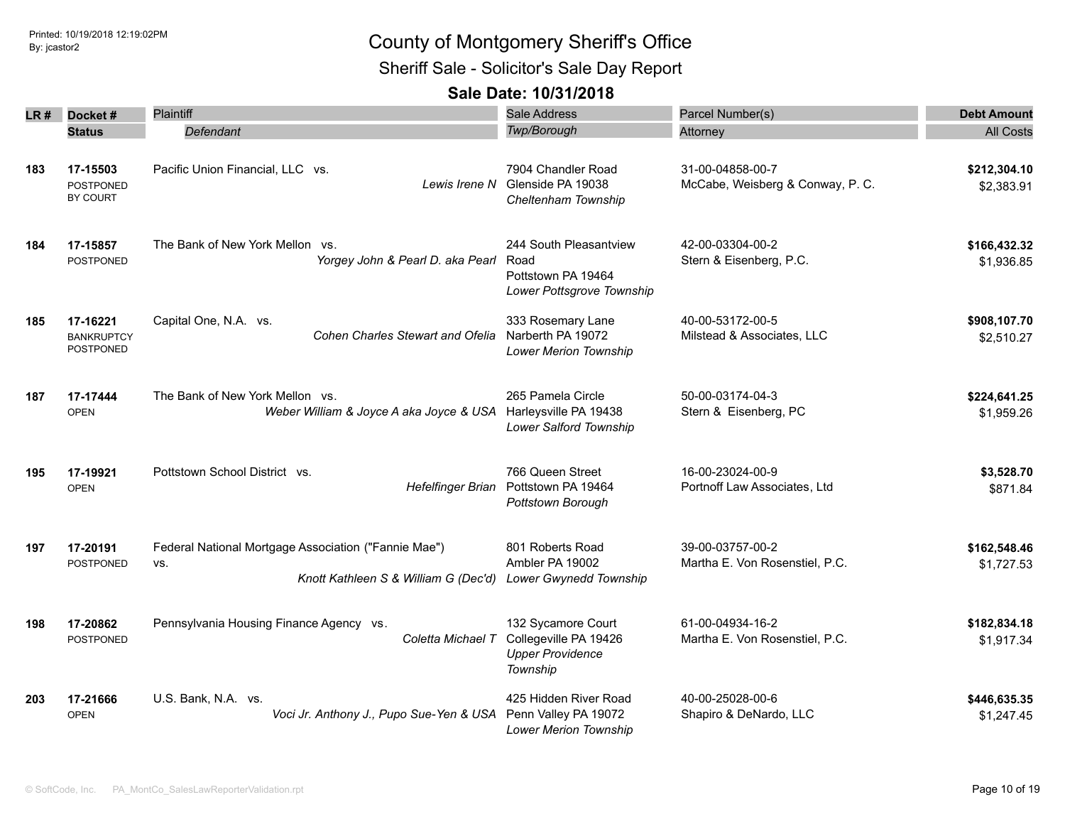# County of Montgomery Sheriff's Office

## Sheriff Sale - Solicitor's Sale Day Report

### Sale Date: 10/31/2018

| LR # | Docket # / Status | Plaintiff / Defendant | Sale Address / Twp/Borough | Parcel Number(s) / Attorney | Debt Amount / All Costs |
|---|---|---|---|---|---|
| 183 | **17-15503** POSTPONED BY COURT | Pacific Union Financial, LLC vs. *Lewis Irene N* | 7904 Chandler Road Glenside PA 19038 *Cheltenham Township* | 31-00-04858-00-7 McCabe, Weisberg & Conway, P. C. | **$212,304.10** $2,383.91 |
| 184 | **17-15857** POSTPONED | The Bank of New York Mellon vs. *Yorgey John & Pearl D. aka Pearl* | 244 South Pleasantview Road Pottstown PA 19464 *Lower Pottsgrove Township* | 42-00-03304-00-2 Stern & Eisenberg, P.C. | **$166,432.32** $1,936.85 |
| 185 | **17-16221** BANKRUPTCY POSTPONED | Capital One, N.A. vs. *Cohen Charles Stewart and Ofelia* | 333 Rosemary Lane Narberth PA 19072 *Lower Merion Township* | 40-00-53172-00-5 Milstead & Associates, LLC | **$908,107.70** $2,510.27 |
| 187 | **17-17444** OPEN | The Bank of New York Mellon vs. *Weber William & Joyce A aka Joyce & USA* | 265 Pamela Circle Harleysville PA 19438 *Lower Salford Township* | 50-00-03174-04-3 Stern & Eisenberg, PC | **$224,641.25** $1,959.26 |
| 195 | **17-19921** OPEN | Pottstown School District vs. *Hefelfinger Brian* | 766 Queen Street Pottstown PA 19464 *Pottstown Borough* | 16-00-23024-00-9 Portnoff Law Associates, Ltd | **$3,528.70** $871.84 |
| 197 | **17-20191** POSTPONED | Federal National Mortgage Association ("Fannie Mae") vs. *Knott Kathleen S & William G (Dec'd)* | 801 Roberts Road Ambler PA 19002 *Lower Gwynedd Township* | 39-00-03757-00-2 Martha E. Von Rosenstiel, P.C. | **$162,548.46** $1,727.53 |
| 198 | **17-20862** POSTPONED | Pennsylvania Housing Finance Agency vs. *Coletta Michael T* | 132 Sycamore Court Collegeville PA 19426 *Upper Providence Township* | 61-00-04934-16-2 Martha E. Von Rosenstiel, P.C. | **$182,834.18** $1,917.34 |
| 203 | **17-21666** OPEN | U.S. Bank, N.A. vs. *Voci Jr. Anthony J., Pupo Sue-Yen & USA* | 425 Hidden River Road Penn Valley PA 19072 *Lower Merion Township* | 40-00-25028-00-6 Shapiro & DeNardo, LLC | **$446,635.35** $1,247.45 |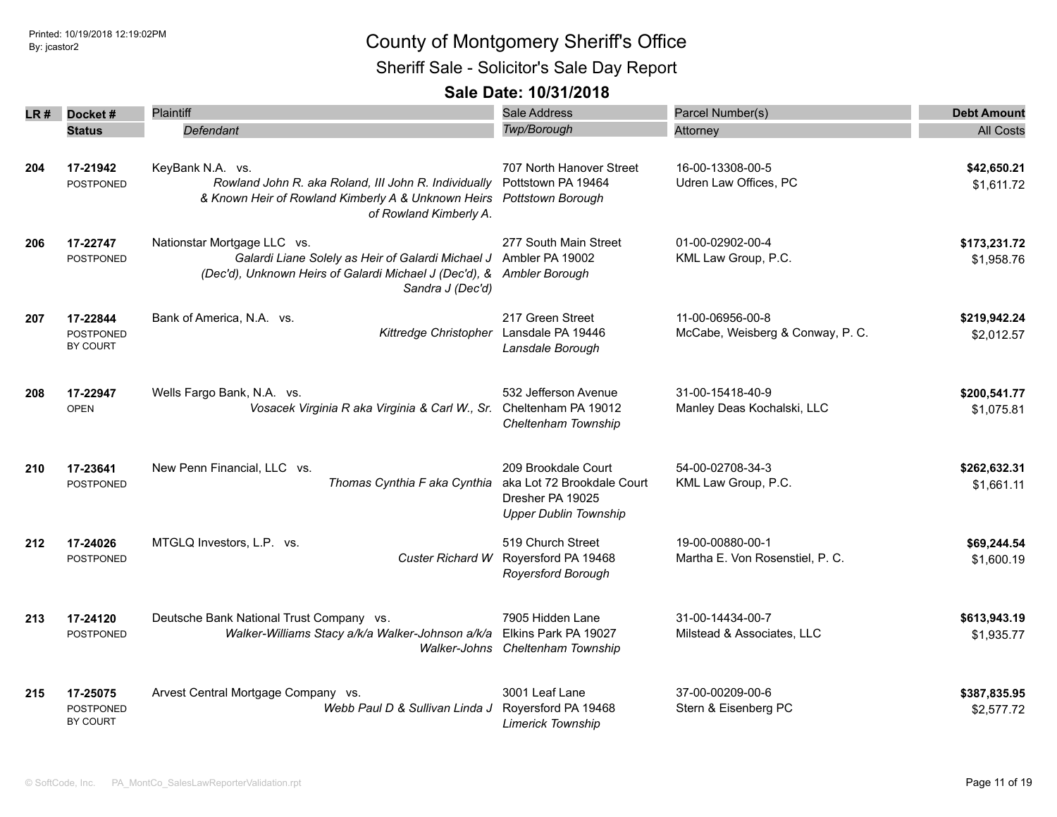# County of Montgomery Sheriff's Office

## Sheriff Sale - Solicitor's Sale Day Report

### Sale Date: 10/31/2018

| LR # | Docket # / Status | Plaintiff / *Defendant* | Sale Address / *Twp/Borough* | Parcel Number(s) / Attorney | Debt Amount / All Costs |
|---|---|---|---|---|---|
| 204 | 17-21942<br>POSTPONED | KeyBank N.A. vs.<br>*Rowland John R. aka Roland, III John R. Individually & Known Heir of Rowland Kimberly A & Unknown Heirs of Rowland Kimberly A.* | 707 North Hanover Street<br>Pottstown PA 19464<br>*Pottstown Borough* | 16-00-13308-00-5<br>Udren Law Offices, PC | **$42,650.21**<br>$1,611.72 |
| 206 | 17-22747<br>POSTPONED | Nationstar Mortgage LLC vs.<br>*Galardi Liane Solely as Heir of Galardi Michael J (Dec'd), Unknown Heirs of Galardi Michael J (Dec'd), & Sandra J (Dec'd)* | 277 South Main Street<br>Ambler PA 19002<br>*Ambler Borough* | 01-00-02902-00-4<br>KML Law Group, P.C. | **$173,231.72**<br>$1,958.76 |
| 207 | 17-22844<br>POSTPONED BY COURT | Bank of America, N.A. vs.<br>*Kittredge Christopher* | 217 Green Street<br>Lansdale PA 19446<br>*Lansdale Borough* | 11-00-06956-00-8<br>McCabe, Weisberg & Conway, P. C. | **$219,942.24**<br>$2,012.57 |
| 208 | 17-22947<br>OPEN | Wells Fargo Bank, N.A. vs.<br>*Vosacek Virginia R aka Virginia & Carl W., Sr.* | 532 Jefferson Avenue<br>Cheltenham PA 19012<br>*Cheltenham Township* | 31-00-15418-40-9<br>Manley Deas Kochalski, LLC | **$200,541.77**<br>$1,075.81 |
| 210 | 17-23641<br>POSTPONED | New Penn Financial, LLC vs.<br>*Thomas Cynthia F aka Cynthia* | 209 Brookdale Court<br>aka Lot 72 Brookdale Court<br>Dresher PA 19025<br>*Upper Dublin Township* | 54-00-02708-34-3<br>KML Law Group, P.C. | **$262,632.31**<br>$1,661.11 |
| 212 | 17-24026<br>POSTPONED | MTGLQ Investors, L.P. vs.<br>*Custer Richard W* | 519 Church Street<br>Royersford PA 19468<br>*Royersford Borough* | 19-00-00880-00-1<br>Martha E. Von Rosenstiel, P. C. | **$69,244.54**<br>$1,600.19 |
| 213 | 17-24120<br>POSTPONED | Deutsche Bank National Trust Company vs.<br>*Walker-Williams Stacy a/k/a Walker-Johnson a/k/a Walker-Johns* | 7905 Hidden Lane<br>Elkins Park PA 19027<br>*Cheltenham Township* | 31-00-14434-00-7<br>Milstead & Associates, LLC | **$613,943.19**<br>$1,935.77 |
| 215 | 17-25075<br>POSTPONED BY COURT | Arvest Central Mortgage Company vs.<br>*Webb Paul D & Sullivan Linda J* | 3001 Leaf Lane<br>Royersford PA 19468<br>*Limerick Township* | 37-00-00209-00-6<br>Stern & Eisenberg PC | **$387,835.95**<br>$2,577.72 |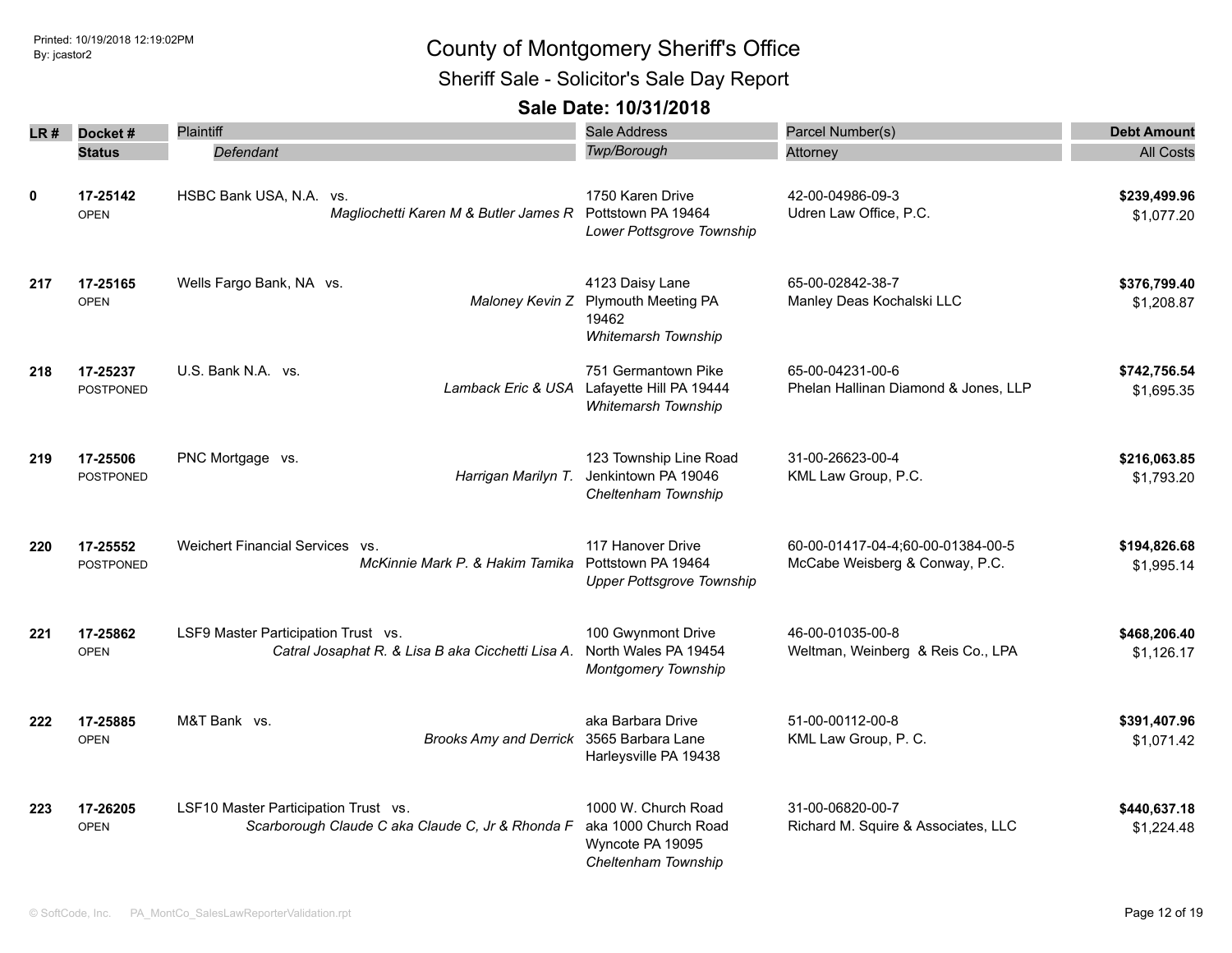# County of Montgomery Sheriff's Office

## Sheriff Sale - Solicitor's Sale Day Report

### Sale Date: 10/31/2018

| LR # | Docket # / Status | Plaintiff / *Defendant* | Sale Address / *Twp/Borough* | Parcel Number(s) / Attorney | Debt Amount / All Costs |
|---|---|---|---|---|---|
| 0 | **17-25142** OPEN | HSBC Bank USA, N.A. vs. *Magliochetti Karen M & Butler James R* | 1750 Karen Drive Pottstown PA 19464 *Lower Pottsgrove Township* | 42-00-04986-09-3 Udren Law Office, P.C. | **$239,499.96** $1,077.20 |
| 217 | **17-25165** OPEN | Wells Fargo Bank, NA vs. *Maloney Kevin Z* | 4123 Daisy Lane Plymouth Meeting PA 19462 *Whitemarsh Township* | 65-00-02842-38-7 Manley Deas Kochalski LLC | **$376,799.40** $1,208.87 |
| 218 | **17-25237** POSTPONED | U.S. Bank N.A. vs. *Lamback Eric & USA* | 751 Germantown Pike Lafayette Hill PA 19444 *Whitemarsh Township* | 65-00-04231-00-6 Phelan Hallinan Diamond & Jones, LLP | **$742,756.54** $1,695.35 |
| 219 | **17-25506** POSTPONED | PNC Mortgage vs. *Harrigan Marilyn T.* | 123 Township Line Road Jenkintown PA 19046 *Cheltenham Township* | 31-00-26623-00-4 KML Law Group, P.C. | **$216,063.85** $1,793.20 |
| 220 | **17-25552** POSTPONED | Weichert Financial Services vs. *McKinnie Mark P. & Hakim Tamika* | 117 Hanover Drive Pottstown PA 19464 *Upper Pottsgrove Township* | 60-00-01417-04-4;60-00-01384-00-5 McCabe Weisberg & Conway, P.C. | **$194,826.68** $1,995.14 |
| 221 | **17-25862** OPEN | LSF9 Master Participation Trust vs. *Catral Josaphat R. & Lisa B aka Cicchetti Lisa A.* | 100 Gwynmont Drive North Wales PA 19454 *Montgomery Township* | 46-00-01035-00-8 Weltman, Weinberg & Reis Co., LPA | **$468,206.40** $1,126.17 |
| 222 | **17-25885** OPEN | M&T Bank vs. *Brooks Amy and Derrick* | aka Barbara Drive 3565 Barbara Lane Harleysville PA 19438 | 51-00-00112-00-8 KML Law Group, P. C. | **$391,407.96** $1,071.42 |
| 223 | **17-26205** OPEN | LSF10 Master Participation Trust vs. *Scarborough Claude C aka Claude C, Jr & Rhonda F* | 1000 W. Church Road aka 1000 Church Road Wyncote PA 19095 *Cheltenham Township* | 31-00-06820-00-7 Richard M. Squire & Associates, LLC | **$440,637.18** $1,224.48 |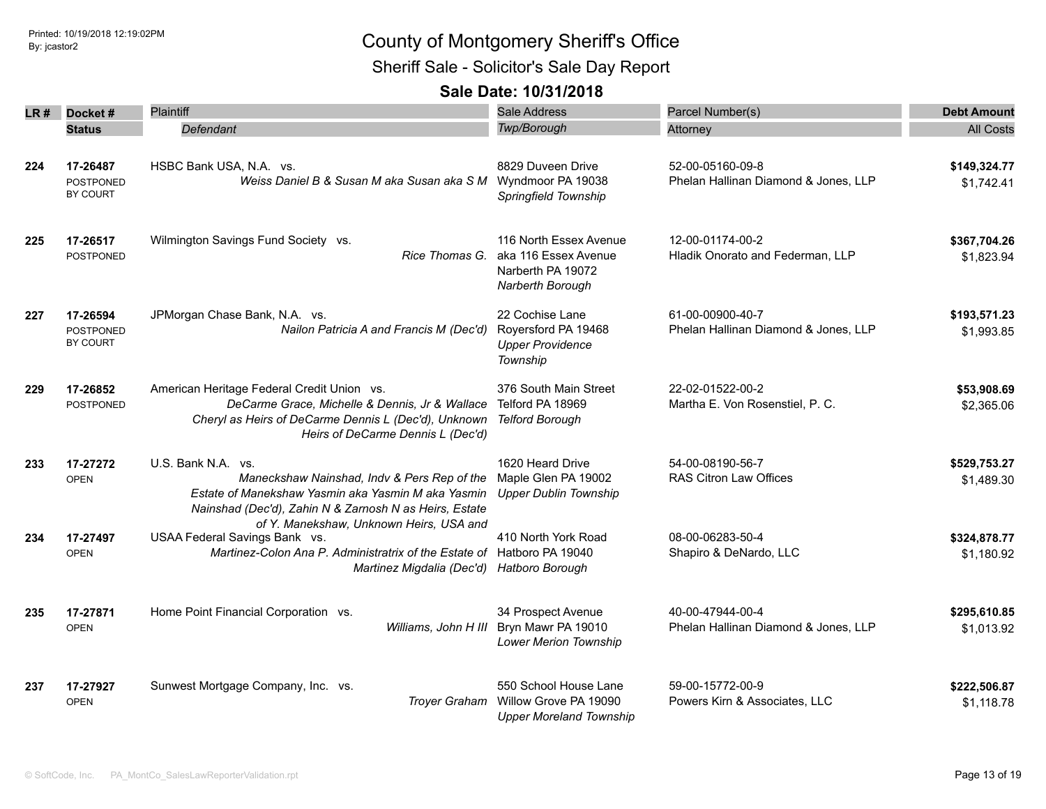# County of Montgomery Sheriff's Office

## Sheriff Sale - Solicitor's Sale Day Report

### Sale Date: 10/31/2018

| LR # | Docket # / Status | Plaintiff / *Defendant* | Sale Address / *Twp/Borough* | Parcel Number(s) / Attorney | Debt Amount / All Costs |
|---|---|---|---|---|---|
| **224** | **17-26487** POSTPONED BY COURT | HSBC Bank USA, N.A. vs. *Weiss Daniel B & Susan M aka Susan aka S M* | 8829 Duveen Drive Wyndmoor PA 19038 *Springfield Township* | 52-00-05160-09-8 Phelan Hallinan Diamond & Jones, LLP | **$149,324.77** $1,742.41 |
| **225** | **17-26517** POSTPONED | Wilmington Savings Fund Society vs. *Rice Thomas G.* | 116 North Essex Avenue aka 116 Essex Avenue Narberth PA 19072 *Narberth Borough* | 12-00-01174-00-2 Hladik Onorato and Federman, LLP | **$367,704.26** $1,823.94 |
| **227** | **17-26594** POSTPONED BY COURT | JPMorgan Chase Bank, N.A. vs. *Nailon Patricia A and Francis M (Dec'd)* | 22 Cochise Lane Royersford PA 19468 *Upper Providence Township* | 61-00-00900-40-7 Phelan Hallinan Diamond & Jones, LLP | **$193,571.23** $1,993.85 |
| **229** | **17-26852** POSTPONED | American Heritage Federal Credit Union vs. *DeCarme Grace, Michelle & Dennis, Jr & Wallace Cheryl as Heirs of DeCarme Dennis L (Dec'd), Unknown Heirs of DeCarme Dennis L (Dec'd)* | 376 South Main Street Telford PA 18969 *Telford Borough* | 22-02-01522-00-2 Martha E. Von Rosenstiel, P. C. | **$53,908.69** $2,365.06 |
| **233** | **17-27272** OPEN | U.S. Bank N.A. vs. *Maneckshaw Nainshad, Indv & Pers Rep of the Estate of Manekshaw Yasmin aka Yasmin M aka Yasmin Nainshad (Dec'd), Zahin N & Zarnosh N as Heirs, Estate of Y. Manekshaw, Unknown Heirs, USA and* | 1620 Heard Drive Maple Glen PA 19002 *Upper Dublin Township* | 54-00-08190-56-7 RAS Citron Law Offices | **$529,753.27** $1,489.30 |
| **234** | **17-27497** OPEN | USAA Federal Savings Bank vs. *Martinez-Colon Ana P. Administratrix of the Estate of Martinez Migdalia (Dec'd)* | 410 North York Road Hatboro PA 19040 *Hatboro Borough* | 08-00-06283-50-4 Shapiro & DeNardo, LLC | **$324,878.77** $1,180.92 |
| **235** | **17-27871** OPEN | Home Point Financial Corporation vs. *Williams, John H III* | 34 Prospect Avenue Bryn Mawr PA 19010 *Lower Merion Township* | 40-00-47944-00-4 Phelan Hallinan Diamond & Jones, LLP | **$295,610.85** $1,013.92 |
| **237** | **17-27927** OPEN | Sunwest Mortgage Company, Inc. vs. *Troyer Graham* | 550 School House Lane Willow Grove PA 19090 *Upper Moreland Township* | 59-00-15772-00-9 Powers Kirn & Associates, LLC | **$222,506.87** $1,118.78 |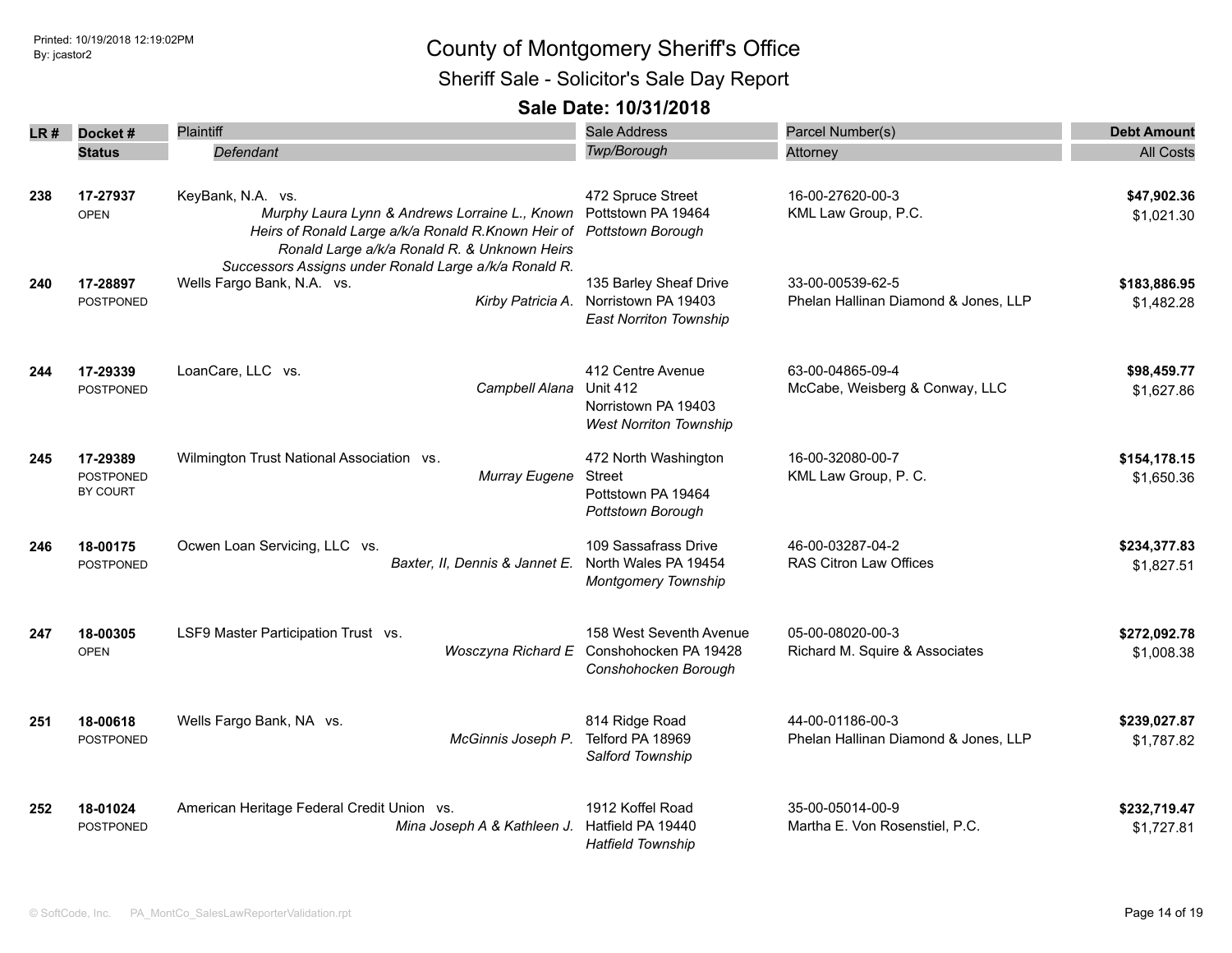# County of Montgomery Sheriff's Office

## Sheriff Sale - Solicitor's Sale Day Report

### Sale Date: 10/31/2018

| LR # | Docket # / Status | Plaintiff / Defendant | Sale Address / Twp/Borough | Parcel Number(s) / Attorney | Debt Amount / All Costs |
|---|---|---|---|---|---|
| 238 | 17-27937<br>OPEN | KeyBank, N.A. vs.<br>*Murphy Laura Lynn & Andrews Lorraine L., Known Heirs of Ronald Large a/k/a Ronald R.Known Heir of Ronald Large a/k/a Ronald R. & Unknown Heirs Successors Assigns under Ronald Large a/k/a Ronald R.* | 472 Spruce Street<br>Pottstown PA 19464<br>*Pottstown Borough* | 16-00-27620-00-3<br>KML Law Group, P.C. | **$47,902.36**<br>$1,021.30 |
| 240 | 17-28897<br>POSTPONED | Wells Fargo Bank, N.A. vs.<br>*Kirby Patricia A.* | 135 Barley Sheaf Drive<br>Norristown PA 19403<br>*East Norriton Township* | 33-00-00539-62-5<br>Phelan Hallinan Diamond & Jones, LLP | **$183,886.95**<br>$1,482.28 |
| 244 | 17-29339<br>POSTPONED | LoanCare, LLC vs.<br>*Campbell Alana* | 412 Centre Avenue<br>Unit 412<br>Norristown PA 19403<br>*West Norriton Township* | 63-00-04865-09-4<br>McCabe, Weisberg & Conway, LLC | **$98,459.77**<br>$1,627.86 |
| 245 | 17-29389<br>POSTPONED BY COURT | Wilmington Trust National Association vs.<br>*Murray Eugene* | 472 North Washington Street<br>Pottstown PA 19464<br>*Pottstown Borough* | 16-00-32080-00-7<br>KML Law Group, P. C. | **$154,178.15**<br>$1,650.36 |
| 246 | 18-00175<br>POSTPONED | Ocwen Loan Servicing, LLC vs.<br>*Baxter, II, Dennis & Jannet E.* | 109 Sassafrass Drive<br>North Wales PA 19454<br>*Montgomery Township* | 46-00-03287-04-2<br>RAS Citron Law Offices | **$234,377.83**<br>$1,827.51 |
| 247 | 18-00305<br>OPEN | LSF9 Master Participation Trust vs.<br>*Wosczyna Richard E* | 158 West Seventh Avenue<br>Conshohocken PA 19428<br>*Conshohocken Borough* | 05-00-08020-00-3<br>Richard M. Squire & Associates | **$272,092.78**<br>$1,008.38 |
| 251 | 18-00618<br>POSTPONED | Wells Fargo Bank, NA vs.<br>*McGinnis Joseph P.* | 814 Ridge Road<br>Telford PA 18969<br>*Salford Township* | 44-00-01186-00-3<br>Phelan Hallinan Diamond & Jones, LLP | **$239,027.87**<br>$1,787.82 |
| 252 | 18-01024<br>POSTPONED | American Heritage Federal Credit Union vs.<br>*Mina Joseph A & Kathleen J.* | 1912 Koffel Road<br>Hatfield PA 19440<br>*Hatfield Township* | 35-00-05014-00-9<br>Martha E. Von Rosenstiel, P.C. | **$232,719.47**<br>$1,727.81 |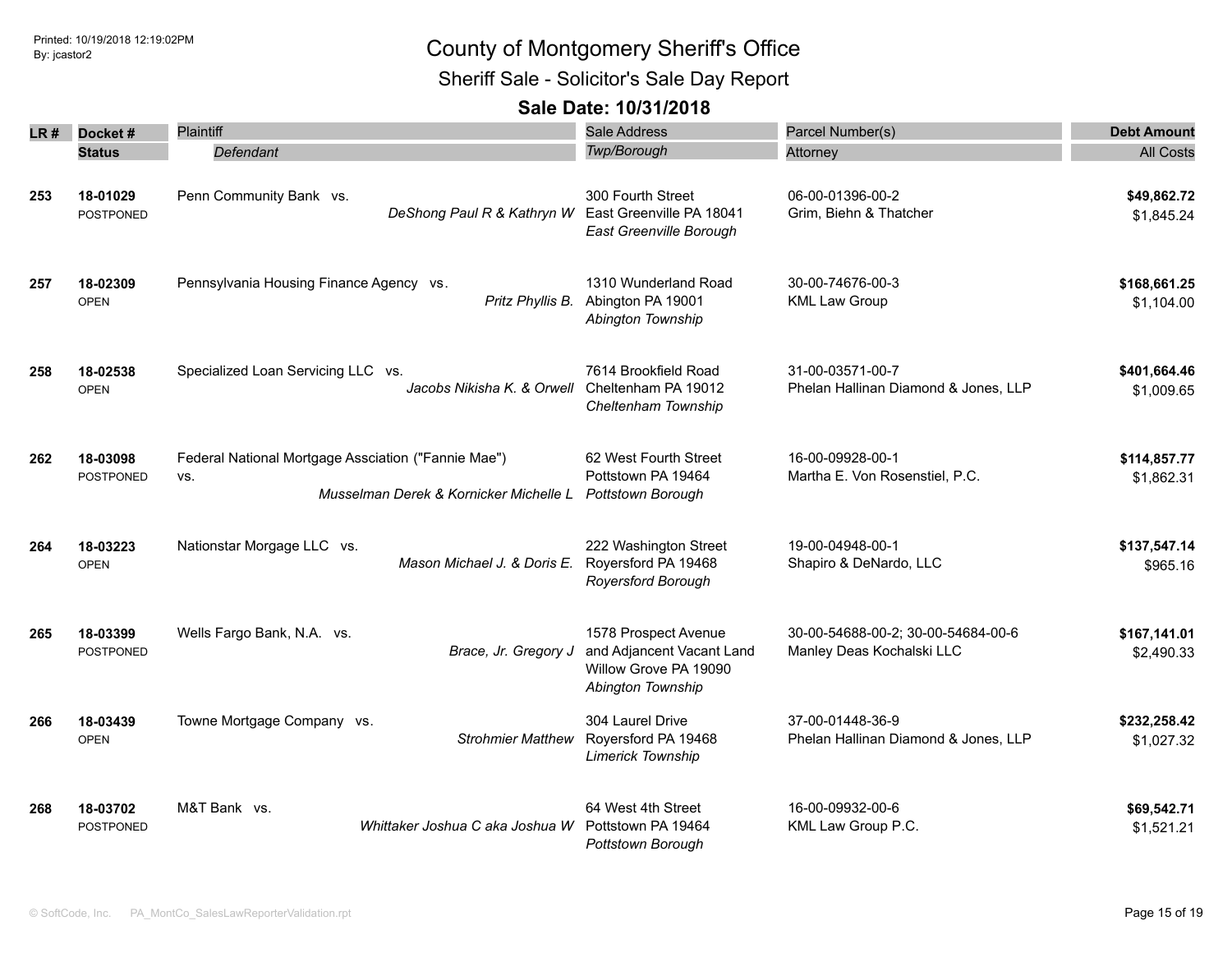# County of Montgomery Sheriff's Office

## Sheriff Sale - Solicitor's Sale Day Report

### Sale Date: 10/31/2018

| LR # | Docket # / Status | Plaintiff / *Defendant* | Sale Address / *Twp/Borough* | Parcel Number(s) / Attorney | Debt Amount / All Costs |
|---|---|---|---|---|---|
| 253 | 18-01029 POSTPONED | Penn Community Bank vs. *DeShong Paul R & Kathryn W* | 300 Fourth Street East Greenville PA 18041 *East Greenville Borough* | 06-00-01396-00-2 Grim, Biehn & Thatcher | **$49,862.72** $1,845.24 |
| 257 | 18-02309 OPEN | Pennsylvania Housing Finance Agency vs. *Pritz Phyllis B.* | 1310 Wunderland Road Abington PA 19001 *Abington Township* | 30-00-74676-00-3 KML Law Group | **$168,661.25** $1,104.00 |
| 258 | 18-02538 OPEN | Specialized Loan Servicing LLC vs. *Jacobs Nikisha K. & Orwell* | 7614 Brookfield Road Cheltenham PA 19012 *Cheltenham Township* | 31-00-03571-00-7 Phelan Hallinan Diamond & Jones, LLP | **$401,664.46** $1,009.65 |
| 262 | 18-03098 POSTPONED | Federal National Mortgage Assciation ("Fannie Mae") vs. *Musselman Derek & Kornicker Michelle L* | 62 West Fourth Street Pottstown PA 19464 *Pottstown Borough* | 16-00-09928-00-1 Martha E. Von Rosenstiel, P.C. | **$114,857.77** $1,862.31 |
| 264 | 18-03223 OPEN | Nationstar Morgage LLC vs. *Mason Michael J. & Doris E.* | 222 Washington Street Royersford PA 19468 *Royersford Borough* | 19-00-04948-00-1 Shapiro & DeNardo, LLC | **$137,547.14** $965.16 |
| 265 | 18-03399 POSTPONED | Wells Fargo Bank, N.A. vs. *Brace, Jr. Gregory J* | 1578 Prospect Avenue and Adjancent Vacant Land Willow Grove PA 19090 *Abington Township* | 30-00-54688-00-2; 30-00-54684-00-6 Manley Deas Kochalski LLC | **$167,141.01** $2,490.33 |
| 266 | 18-03439 OPEN | Towne Mortgage Company vs. *Strohmier Matthew* | 304 Laurel Drive Royersford PA 19468 *Limerick Township* | 37-00-01448-36-9 Phelan Hallinan Diamond & Jones, LLP | **$232,258.42** $1,027.32 |
| 268 | 18-03702 POSTPONED | M&T Bank vs. *Whittaker Joshua C aka Joshua W* | 64 West 4th Street Pottstown PA 19464 *Pottstown Borough* | 16-00-09932-00-6 KML Law Group P.C. | **$69,542.71** $1,521.21 |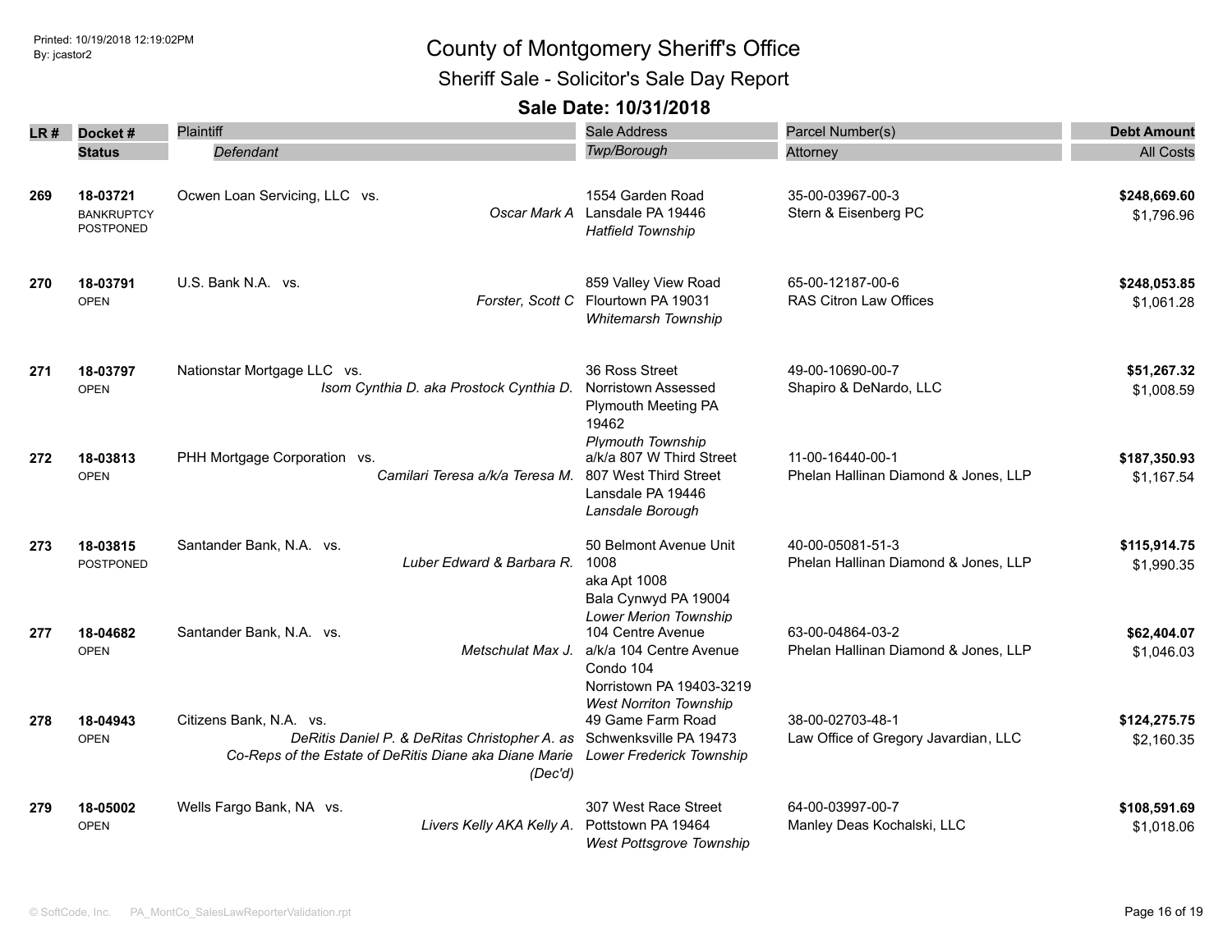# County of Montgomery Sheriff's Office

## Sheriff Sale - Solicitor's Sale Day Report

### Sale Date: 10/31/2018

| LR # | Docket # / Status | Plaintiff / Defendant | Sale Address / Twp/Borough | Parcel Number(s) / Attorney | Debt Amount / All Costs |
|---|---|---|---|---|---|
| 269 | 18-03721 BANKRUPTCY POSTPONED | Ocwen Loan Servicing, LLC vs. *Oscar Mark A* | 1554 Garden Road Lansdale PA 19446 *Hatfield Township* | 35-00-03967-00-3 Stern & Eisenberg PC | **$248,669.60** $1,796.96 |
| 270 | 18-03791 OPEN | U.S. Bank N.A. vs. *Forster, Scott C* | 859 Valley View Road Flourtown PA 19031 *Whitemarsh Township* | 65-00-12187-00-6 RAS Citron Law Offices | **$248,053.85** $1,061.28 |
| 271 | 18-03797 OPEN | Nationstar Mortgage LLC vs. *Isom Cynthia D. aka Prostock Cynthia D.* | 36 Ross Street Norristown Assessed Plymouth Meeting PA 19462 *Plymouth Township* | 49-00-10690-00-7 Shapiro & DeNardo, LLC | **$51,267.32** $1,008.59 |
| 272 | 18-03813 OPEN | PHH Mortgage Corporation vs. *Camilari Teresa a/k/a Teresa M.* | a/k/a 807 W Third Street 807 West Third Street Lansdale PA 19446 *Lansdale Borough* | 11-00-16440-00-1 Phelan Hallinan Diamond & Jones, LLP | **$187,350.93** $1,167.54 |
| 273 | 18-03815 POSTPONED | Santander Bank, N.A. vs. *Luber Edward & Barbara R.* | 50 Belmont Avenue Unit 1008 aka Apt 1008 Bala Cynwyd PA 19004 *Lower Merion Township* | 40-00-05081-51-3 Phelan Hallinan Diamond & Jones, LLP | **$115,914.75** $1,990.35 |
| 277 | 18-04682 OPEN | Santander Bank, N.A. vs. *Metschulat Max J.* | 104 Centre Avenue a/k/a 104 Centre Avenue Condo 104 Norristown PA 19403-3219 *West Norriton Township* | 63-00-04864-03-2 Phelan Hallinan Diamond & Jones, LLP | **$62,404.07** $1,046.03 |
| 278 | 18-04943 OPEN | Citizens Bank, N.A. vs. *DeRitis Daniel P. & DeRitas Christopher A. as Co-Reps of the Estate of DeRitis Diane aka Diane Marie (Dec'd)* | 49 Game Farm Road Schwenksville PA 19473 *Lower Frederick Township* | 38-00-02703-48-1 Law Office of Gregory Javardian, LLC | **$124,275.75** $2,160.35 |
| 279 | 18-05002 OPEN | Wells Fargo Bank, NA vs. *Livers Kelly AKA Kelly A.* | 307 West Race Street Pottstown PA 19464 *West Pottsgrove Township* | 64-00-03997-00-7 Manley Deas Kochalski, LLC | **$108,591.69** $1,018.06 |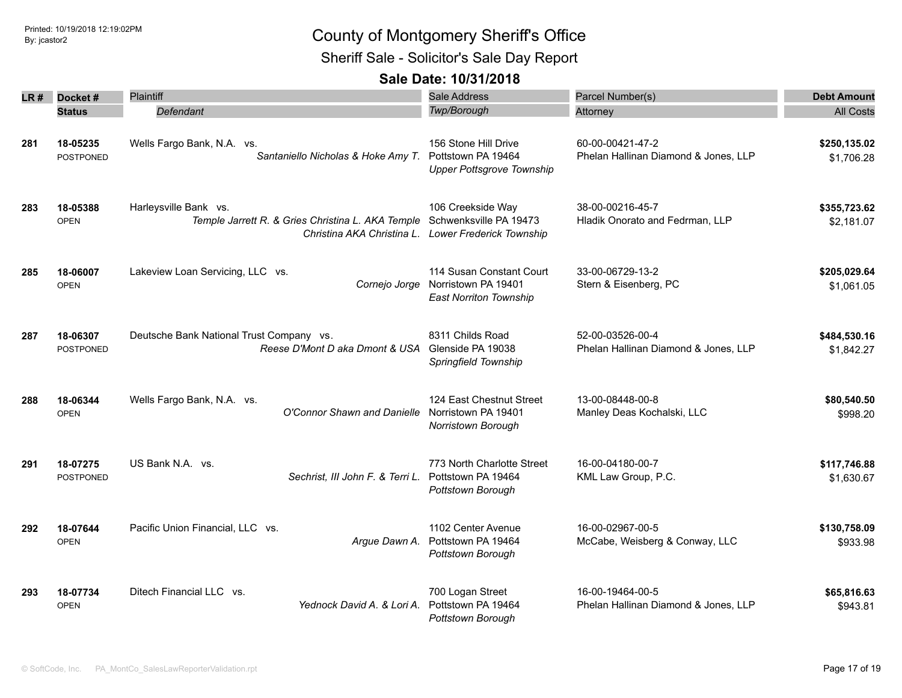# County of Montgomery Sheriff's Office

## Sheriff Sale - Solicitor's Sale Day Report

### Sale Date: 10/31/2018

| LR # | Docket # / Status | Plaintiff / Defendant | Sale Address / Twp/Borough | Parcel Number(s) / Attorney | Debt Amount / All Costs |
|---|---|---|---|---|---|
| 281 | 18-05235 POSTPONED | Wells Fargo Bank, N.A. vs. *Santaniello Nicholas & Hoke Amy T.* | 156 Stone Hill Drive Pottstown PA 19464 *Upper Pottsgrove Township* | 60-00-00421-47-2 Phelan Hallinan Diamond & Jones, LLP | **$250,135.02** $1,706.28 |
| 283 | 18-05388 OPEN | Harleysville Bank vs. *Temple Jarrett R. & Gries Christina L. AKA Temple Christina AKA Christina L.* | 106 Creekside Way Schwenksville PA 19473 *Lower Frederick Township* | 38-00-00216-45-7 Hladik Onorato and Fedrman, LLP | **$355,723.62** $2,181.07 |
| 285 | 18-06007 OPEN | Lakeview Loan Servicing, LLC vs. *Cornejo Jorge* | 114 Susan Constant Court Norristown PA 19401 *East Norriton Township* | 33-00-06729-13-2 Stern & Eisenberg, PC | **$205,029.64** $1,061.05 |
| 287 | 18-06307 POSTPONED | Deutsche Bank National Trust Company vs. *Reese D'Mont D aka Dmont & USA* | 8311 Childs Road Glenside PA 19038 *Springfield Township* | 52-00-03526-00-4 Phelan Hallinan Diamond & Jones, LLP | **$484,530.16** $1,842.27 |
| 288 | 18-06344 OPEN | Wells Fargo Bank, N.A. vs. *O'Connor Shawn and Danielle* | 124 East Chestnut Street Norristown PA 19401 *Norristown Borough* | 13-00-08448-00-8 Manley Deas Kochalski, LLC | **$80,540.50** $998.20 |
| 291 | 18-07275 POSTPONED | US Bank N.A. vs. *Sechrist, III John F. & Terri L.* | 773 North Charlotte Street Pottstown PA 19464 *Pottstown Borough* | 16-00-04180-00-7 KML Law Group, P.C. | **$117,746.88** $1,630.67 |
| 292 | 18-07644 OPEN | Pacific Union Financial, LLC vs. *Argue Dawn A.* | 1102 Center Avenue Pottstown PA 19464 *Pottstown Borough* | 16-00-02967-00-5 McCabe, Weisberg & Conway, LLC | **$130,758.09** $933.98 |
| 293 | 18-07734 OPEN | Ditech Financial LLC vs. *Yednock David A. & Lori A.* | 700 Logan Street Pottstown PA 19464 *Pottstown Borough* | 16-00-19464-00-5 Phelan Hallinan Diamond & Jones, LLP | **$65,816.63** $943.81 |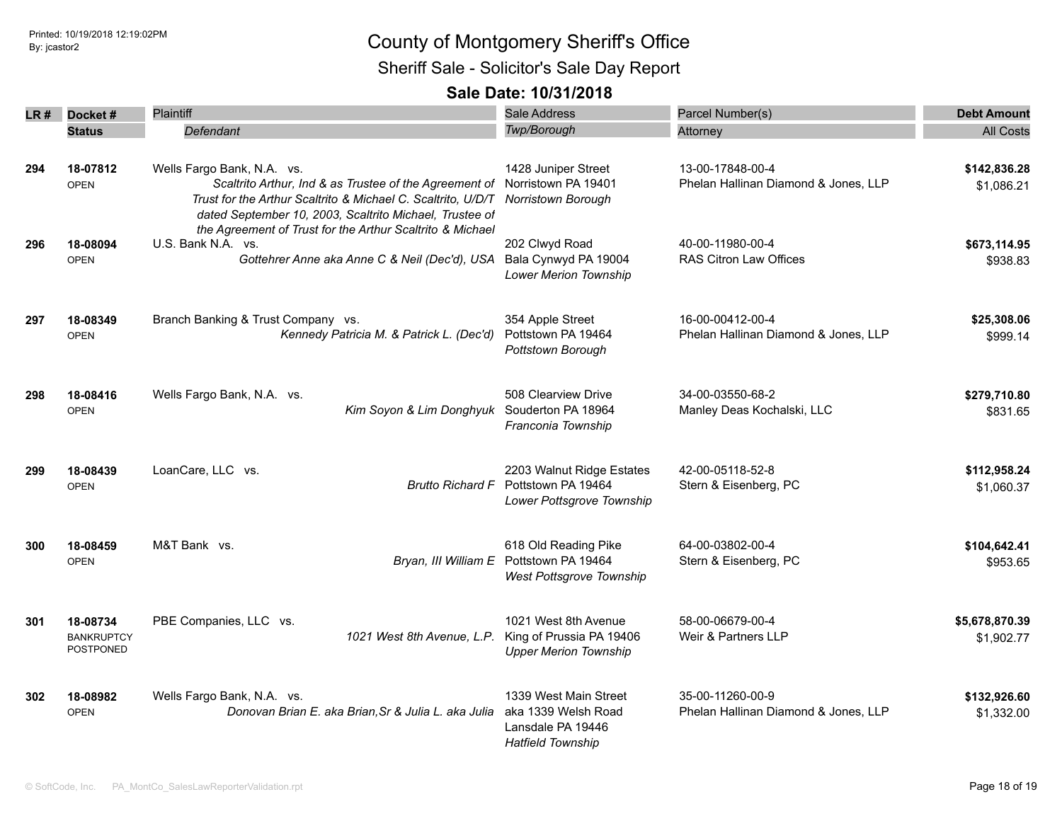# County of Montgomery Sheriff's Office

## Sheriff Sale - Solicitor's Sale Day Report

### Sale Date: 10/31/2018

| LR # | Docket # / Status | Plaintiff / Defendant | Sale Address / Twp/Borough | Parcel Number(s) / Attorney | Debt Amount / All Costs |
|---|---|---|---|---|---|
| 294 | 18-07812<br>OPEN | Wells Fargo Bank, N.A. vs.<br>*Scaltrito Arthur, Ind & as Trustee of the Agreement of Trust for the Arthur Scaltrito & Michael C. Scaltrito, U/D/T dated September 10, 2003, Scaltrito Michael, Trustee of the Agreement of Trust for the Arthur Scaltrito & Michael* | 1428 Juniper Street<br>Norristown PA 19401<br>*Norristown Borough* | 13-00-17848-00-4<br>Phelan Hallinan Diamond & Jones, LLP | **$142,836.28**<br>$1,086.21 |
| 296 | 18-08094<br>OPEN | U.S. Bank N.A. vs.<br>*Gottehrer Anne aka Anne C & Neil (Dec'd), USA* | 202 Clwyd Road<br>Bala Cynwyd PA 19004<br>*Lower Merion Township* | 40-00-11980-00-4<br>RAS Citron Law Offices | **$673,114.95**<br>$938.83 |
| 297 | 18-08349<br>OPEN | Branch Banking & Trust Company vs.<br>*Kennedy Patricia M. & Patrick L. (Dec'd)* | 354 Apple Street<br>Pottstown PA 19464<br>*Pottstown Borough* | 16-00-00412-00-4<br>Phelan Hallinan Diamond & Jones, LLP | **$25,308.06**<br>$999.14 |
| 298 | 18-08416<br>OPEN | Wells Fargo Bank, N.A. vs.<br>*Kim Soyon & Lim Donghyuk* | 508 Clearview Drive<br>Souderton PA 18964<br>*Franconia Township* | 34-00-03550-68-2<br>Manley Deas Kochalski, LLC | **$279,710.80**<br>$831.65 |
| 299 | 18-08439<br>OPEN | LoanCare, LLC vs.<br>*Brutto Richard F* | 2203 Walnut Ridge Estates<br>Pottstown PA 19464<br>*Lower Pottsgrove Township* | 42-00-05118-52-8<br>Stern & Eisenberg, PC | **$112,958.24**<br>$1,060.37 |
| 300 | 18-08459<br>OPEN | M&T Bank vs.<br>*Bryan, III William E* | 618 Old Reading Pike<br>Pottstown PA 19464<br>*West Pottsgrove Township* | 64-00-03802-00-4<br>Stern & Eisenberg, PC | **$104,642.41**<br>$953.65 |
| 301 | 18-08734<br>BANKRUPTCY POSTPONED | PBE Companies, LLC vs.<br>*1021 West 8th Avenue, L.P.* | 1021 West 8th Avenue<br>King of Prussia PA 19406<br>*Upper Merion Township* | 58-00-06679-00-4<br>Weir & Partners LLP | **$5,678,870.39**<br>$1,902.77 |
| 302 | 18-08982<br>OPEN | Wells Fargo Bank, N.A. vs.<br>*Donovan Brian E. aka Brian,Sr & Julia L. aka Julia* | 1339 West Main Street<br>aka 1339 Welsh Road<br>Lansdale PA 19446<br>*Hatfield Township* | 35-00-11260-00-9<br>Phelan Hallinan Diamond & Jones, LLP | **$132,926.60**<br>$1,332.00 |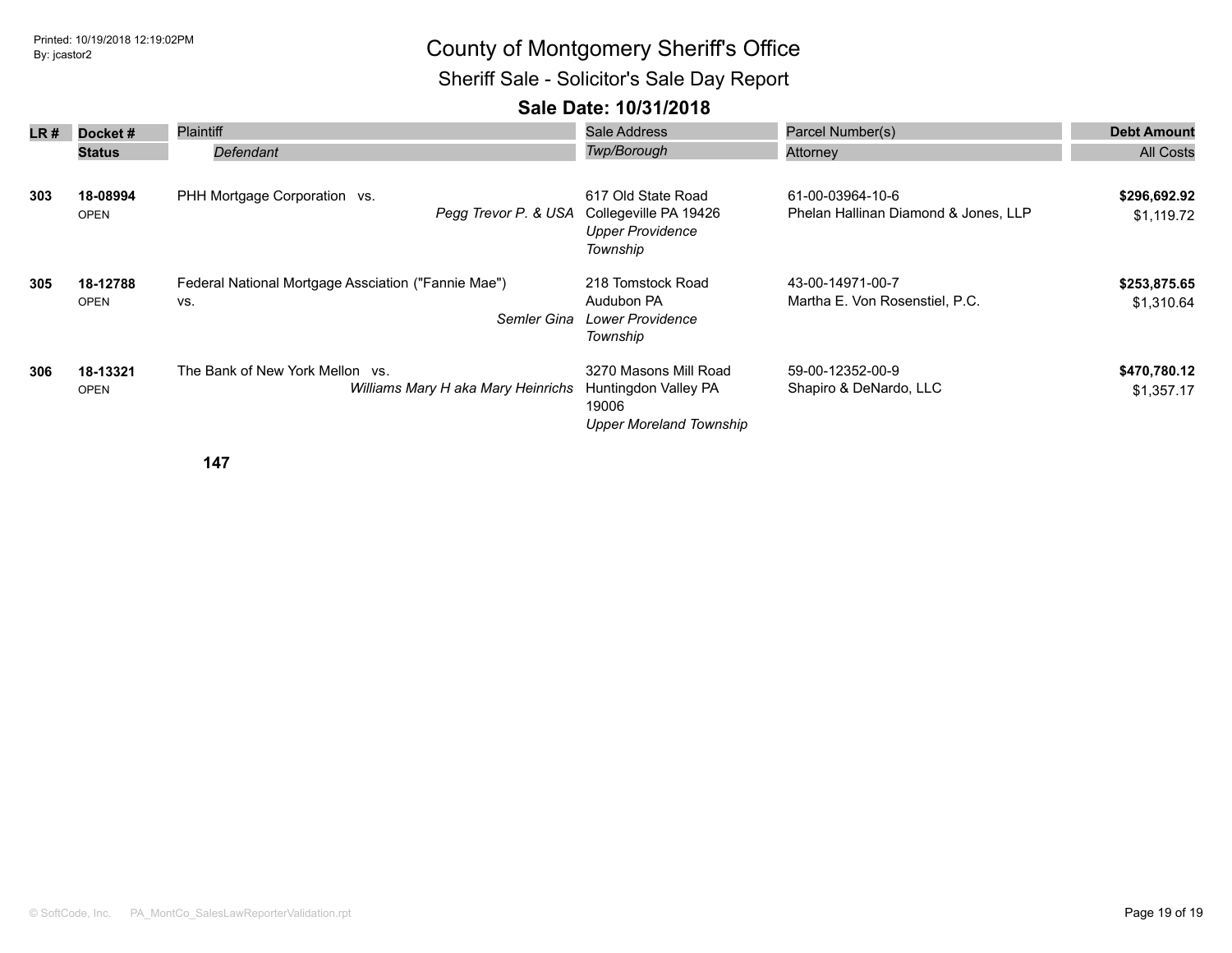# County of Montgomery Sheriff's Office

## Sheriff Sale - Solicitor's Sale Day Report

### Sale Date: 10/31/2018

| LR # | Docket # / Status | Plaintiff / Defendant | Sale Address / Twp/Borough | Parcel Number(s) / Attorney | Debt Amount / All Costs |
|---|---|---|---|---|---|
| 303 | **18-08994** OPEN | PHH Mortgage Corporation vs. *Pegg Trevor P. & USA* | 617 Old State Road Collegeville PA 19426 *Upper Providence Township* | 61-00-03964-10-6 Phelan Hallinan Diamond & Jones, LLP | **$296,692.92** $1,119.72 |
| 305 | **18-12788** OPEN | Federal National Mortgage Assciation ("Fannie Mae") vs. *Semler Gina* | 218 Tomstock Road Audubon PA *Lower Providence Township* | 43-00-14971-00-7 Martha E. Von Rosenstiel, P.C. | **$253,875.65** $1,310.64 |
| 306 | **18-13321** OPEN | The Bank of New York Mellon vs. *Williams Mary H aka Mary Heinrichs* | 3270 Masons Mill Road Huntingdon Valley PA 19006 *Upper Moreland Township* | 59-00-12352-00-9 Shapiro & DeNardo, LLC | **$470,780.12** $1,357.17 |

**147**